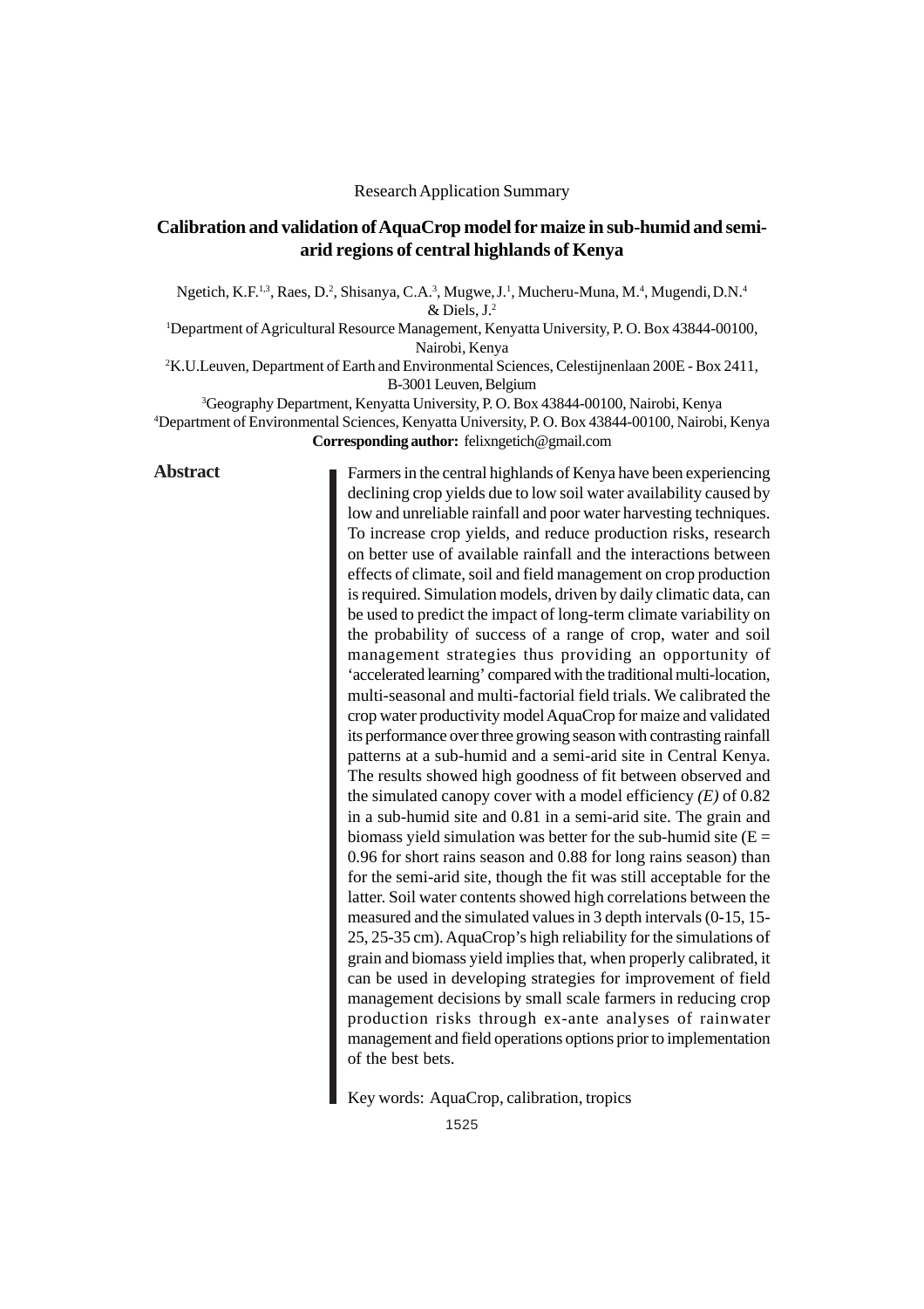Research Application Summary

# Calibration and validation of AquaCrop model for maize in sub-humid and semi-arid regions of central highlands of Kenya

Ngetich, K.F.[1,3], Raes, D.[2], Shisanya, C.A.[3], Mugwe, J.[1], Mucheru-Muna, M.[4], Mugendi, D.N.[4] & Diels, J.[2]

[1]Department of Agricultural Resource Management, Kenyatta University, P. O. Box 43844-00100, Nairobi, Kenya

[2]K.U.Leuven, Department of Earth and Environmental Sciences, Celestijnenlaan 200E - Box 2411, B-3001 Leuven, Belgium

[3]Geography Department, Kenyatta University, P. O. Box 43844-00100, Nairobi, Kenya

[4]Department of Environmental Sciences, Kenyatta University, P. O. Box 43844-00100, Nairobi, Kenya

**Corresponding author:** felixngetich@gmail.com

## Abstract

Farmers in the central highlands of Kenya have been experiencing declining crop yields due to low soil water availability caused by low and unreliable rainfall and poor water harvesting techniques. To increase crop yields, and reduce production risks, research on better use of available rainfall and the interactions between effects of climate, soil and field management on crop production is required. Simulation models, driven by daily climatic data, can be used to predict the impact of long-term climate variability on the probability of success of a range of crop, water and soil management strategies thus providing an opportunity of 'accelerated learning' compared with the traditional multi-location, multi-seasonal and multi-factorial field trials. We calibrated the crop water productivity model AquaCrop for maize and validated its performance over three growing season with contrasting rainfall patterns at a sub-humid and a semi-arid site in Central Kenya. The results showed high goodness of fit between observed and the simulated canopy cover with a model efficiency *(E)* of 0.82 in a sub-humid site and 0.81 in a semi-arid site. The grain and biomass yield simulation was better for the sub-humid site ($E =$ 0.96 for short rains season and 0.88 for long rains season) than for the semi-arid site, though the fit was still acceptable for the latter. Soil water contents showed high correlations between the measured and the simulated values in 3 depth intervals (0-15, 15-25, 25-35 cm). AquaCrop's high reliability for the simulations of grain and biomass yield implies that, when properly calibrated, it can be used in developing strategies for improvement of field management decisions by small scale farmers in reducing crop production risks through ex-ante analyses of rainwater management and field operations options prior to implementation of the best bets.

Key words: AquaCrop, calibration, tropics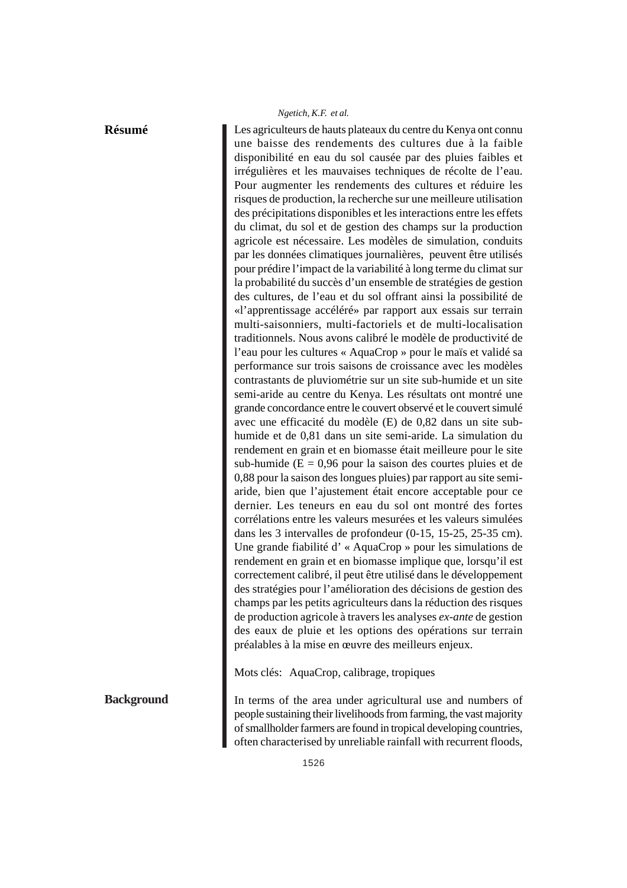## Résumé

Les agriculteurs de hauts plateaux du centre du Kenya ont connu une baisse des rendements des cultures due à la faible disponibilité en eau du sol causée par des pluies faibles et irrégulières et les mauvaises techniques de récolte de l'eau. Pour augmenter les rendements des cultures et réduire les risques de production, la recherche sur une meilleure utilisation des précipitations disponibles et les interactions entre les effets du climat, du sol et de gestion des champs sur la production agricole est nécessaire. Les modèles de simulation, conduits par les données climatiques journalières, peuvent être utilisés pour prédire l'impact de la variabilité à long terme du climat sur la probabilité du succès d'un ensemble de stratégies de gestion des cultures, de l'eau et du sol offrant ainsi la possibilité de «l'apprentissage accéléré» par rapport aux essais sur terrain multi-saisonniers, multi-factoriels et de multi-localisation traditionnels. Nous avons calibré le modèle de productivité de l'eau pour les cultures « AquaCrop » pour le maïs et validé sa performance sur trois saisons de croissance avec les modèles contrastants de pluviométrie sur un site sub-humide et un site semi-aride au centre du Kenya. Les résultats ont montré une grande concordance entre le couvert observé et le couvert simulé avec une efficacité du modèle (E) de 0,82 dans un site sub-humide et de 0,81 dans un site semi-aride. La simulation du rendement en grain et en biomasse était meilleure pour le site sub-humide (E = 0,96 pour la saison des courtes pluies et de 0,88 pour la saison des longues pluies) par rapport au site semi-aride, bien que l'ajustement était encore acceptable pour ce dernier. Les teneurs en eau du sol ont montré des fortes corrélations entre les valeurs mesurées et les valeurs simulées dans les 3 intervalles de profondeur (0-15, 15-25, 25-35 cm). Une grande fiabilité d' « AquaCrop » pour les simulations de rendement en grain et en biomasse implique que, lorsqu'il est correctement calibré, il peut être utilisé dans le développement des stratégies pour l'amélioration des décisions de gestion des champs par les petits agriculteurs dans la réduction des risques de production agricole à travers les analyses *ex-ante* de gestion des eaux de pluie et les options des opérations sur terrain préalables à la mise en œuvre des meilleurs enjeux.

Mots clés: AquaCrop, calibrage, tropiques

## Background

In terms of the area under agricultural use and numbers of people sustaining their livelihoods from farming, the vast majority of smallholder farmers are found in tropical developing countries, often characterised by unreliable rainfall with recurrent floods,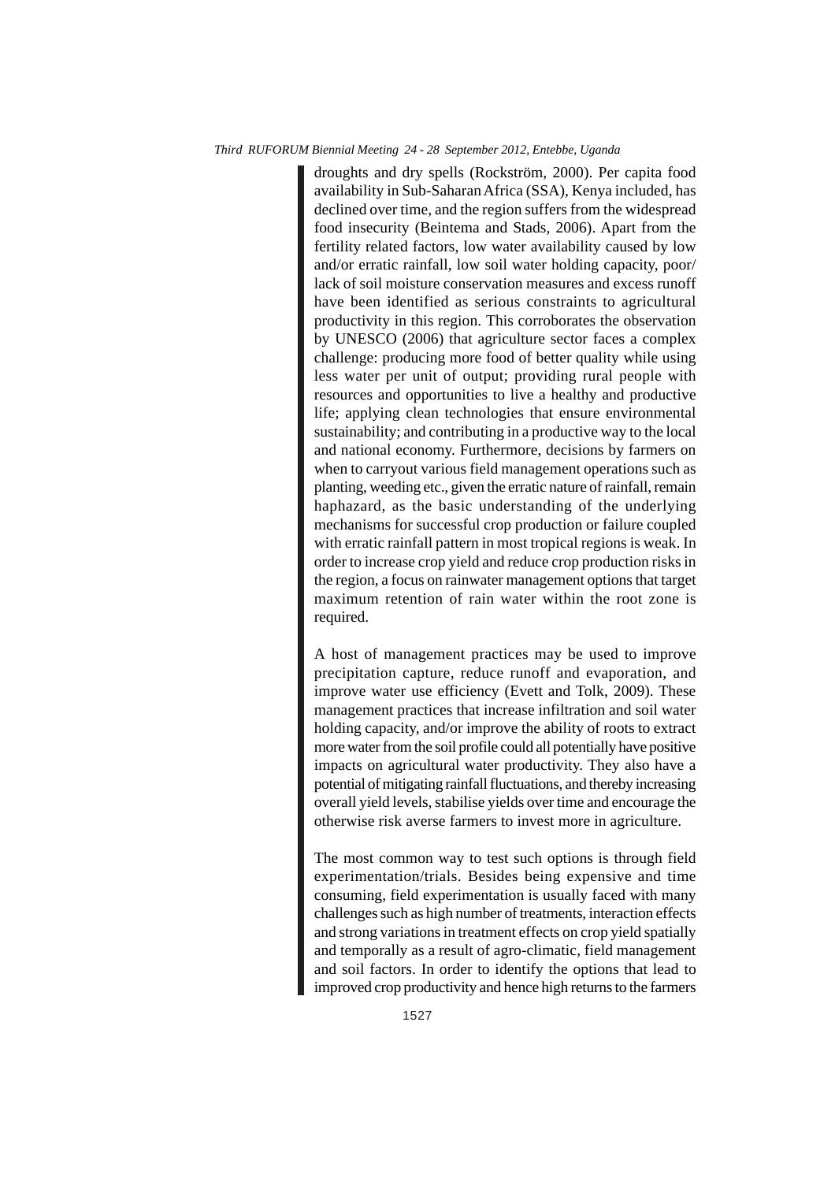droughts and dry spells (Rockström, 2000). Per capita food availability in Sub-Saharan Africa (SSA), Kenya included, has declined over time, and the region suffers from the widespread food insecurity (Beintema and Stads, 2006). Apart from the fertility related factors, low water availability caused by low and/or erratic rainfall, low soil water holding capacity, poor/ lack of soil moisture conservation measures and excess runoff have been identified as serious constraints to agricultural productivity in this region. This corroborates the observation by UNESCO (2006) that agriculture sector faces a complex challenge: producing more food of better quality while using less water per unit of output; providing rural people with resources and opportunities to live a healthy and productive life; applying clean technologies that ensure environmental sustainability; and contributing in a productive way to the local and national economy. Furthermore, decisions by farmers on when to carryout various field management operations such as planting, weeding etc., given the erratic nature of rainfall, remain haphazard, as the basic understanding of the underlying mechanisms for successful crop production or failure coupled with erratic rainfall pattern in most tropical regions is weak. In order to increase crop yield and reduce crop production risks in the region, a focus on rainwater management options that target maximum retention of rain water within the root zone is required.

A host of management practices may be used to improve precipitation capture, reduce runoff and evaporation, and improve water use efficiency (Evett and Tolk, 2009). These management practices that increase infiltration and soil water holding capacity, and/or improve the ability of roots to extract more water from the soil profile could all potentially have positive impacts on agricultural water productivity. They also have a potential of mitigating rainfall fluctuations, and thereby increasing overall yield levels, stabilise yields over time and encourage the otherwise risk averse farmers to invest more in agriculture.

The most common way to test such options is through field experimentation/trials. Besides being expensive and time consuming, field experimentation is usually faced with many challenges such as high number of treatments, interaction effects and strong variations in treatment effects on crop yield spatially and temporally as a result of agro-climatic, field management and soil factors. In order to identify the options that lead to improved crop productivity and hence high returns to the farmers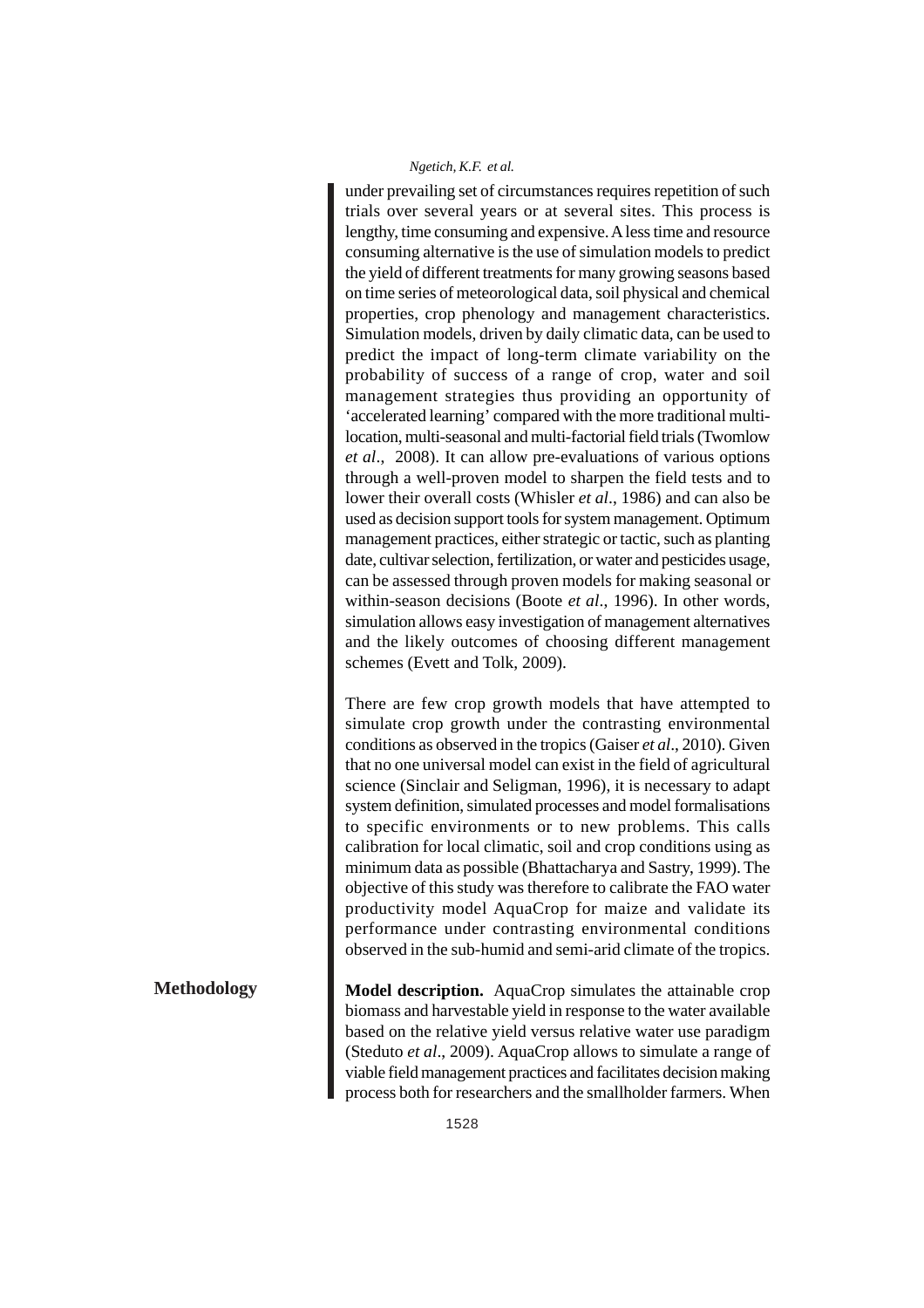under prevailing set of circumstances requires repetition of such trials over several years or at several sites. This process is lengthy, time consuming and expensive. A less time and resource consuming alternative is the use of simulation models to predict the yield of different treatments for many growing seasons based on time series of meteorological data, soil physical and chemical properties, crop phenology and management characteristics. Simulation models, driven by daily climatic data, can be used to predict the impact of long-term climate variability on the probability of success of a range of crop, water and soil management strategies thus providing an opportunity of 'accelerated learning' compared with the more traditional multi-location, multi-seasonal and multi-factorial field trials (Twomlow *et al*., 2008). It can allow pre-evaluations of various options through a well-proven model to sharpen the field tests and to lower their overall costs (Whisler *et al*., 1986) and can also be used as decision support tools for system management. Optimum management practices, either strategic or tactic, such as planting date, cultivar selection, fertilization, or water and pesticides usage, can be assessed through proven models for making seasonal or within-season decisions (Boote *et al*., 1996). In other words, simulation allows easy investigation of management alternatives and the likely outcomes of choosing different management schemes (Evett and Tolk, 2009).

There are few crop growth models that have attempted to simulate crop growth under the contrasting environmental conditions as observed in the tropics (Gaiser *et al*., 2010). Given that no one universal model can exist in the field of agricultural science (Sinclair and Seligman, 1996), it is necessary to adapt system definition, simulated processes and model formalisations to specific environments or to new problems. This calls calibration for local climatic, soil and crop conditions using as minimum data as possible (Bhattacharya and Sastry, 1999). The objective of this study was therefore to calibrate the FAO water productivity model AquaCrop for maize and validate its performance under contrasting environmental conditions observed in the sub-humid and semi-arid climate of the tropics.

## Methodology

**Model description.** AquaCrop simulates the attainable crop biomass and harvestable yield in response to the water available based on the relative yield versus relative water use paradigm (Steduto *et al*., 2009). AquaCrop allows to simulate a range of viable field management practices and facilitates decision making process both for researchers and the smallholder farmers. When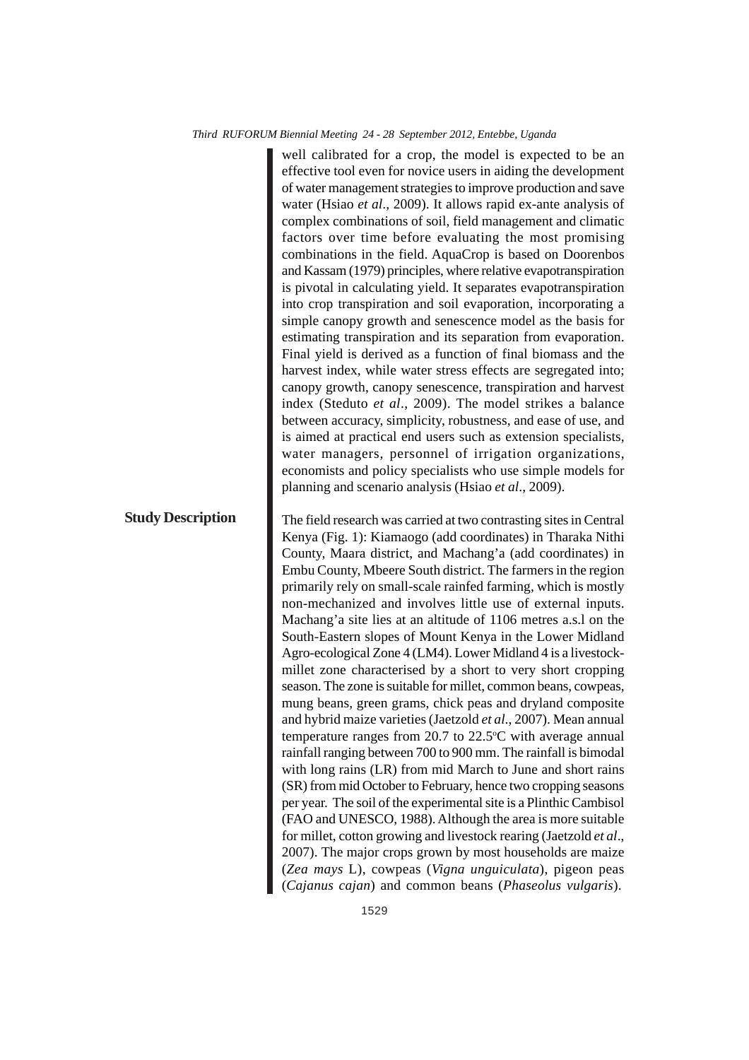well calibrated for a crop, the model is expected to be an effective tool even for novice users in aiding the development of water management strategies to improve production and save water (Hsiao *et al*., 2009). It allows rapid ex-ante analysis of complex combinations of soil, field management and climatic factors over time before evaluating the most promising combinations in the field. AquaCrop is based on Doorenbos and Kassam (1979) principles, where relative evapotranspiration is pivotal in calculating yield. It separates evapotranspiration into crop transpiration and soil evaporation, incorporating a simple canopy growth and senescence model as the basis for estimating transpiration and its separation from evaporation. Final yield is derived as a function of final biomass and the harvest index, while water stress effects are segregated into; canopy growth, canopy senescence, transpiration and harvest index (Steduto *et al*., 2009). The model strikes a balance between accuracy, simplicity, robustness, and ease of use, and is aimed at practical end users such as extension specialists, water managers, personnel of irrigation organizations, economists and policy specialists who use simple models for planning and scenario analysis (Hsiao *et al*., 2009).

## Study Description

The field research was carried at two contrasting sites in Central Kenya (Fig. 1): Kiamaogo (add coordinates) in Tharaka Nithi County, Maara district, and Machang'a (add coordinates) in Embu County, Mbeere South district. The farmers in the region primarily rely on small-scale rainfed farming, which is mostly non-mechanized and involves little use of external inputs. Machang'a site lies at an altitude of 1106 metres a.s.l on the South-Eastern slopes of Mount Kenya in the Lower Midland Agro-ecological Zone 4 (LM4). Lower Midland 4 is a livestock-millet zone characterised by a short to very short cropping season. The zone is suitable for millet, common beans, cowpeas, mung beans, green grams, chick peas and dryland composite and hybrid maize varieties (Jaetzold *et al*., 2007). Mean annual temperature ranges from 20.7 to 22.5°C with average annual rainfall ranging between 700 to 900 mm. The rainfall is bimodal with long rains (LR) from mid March to June and short rains (SR) from mid October to February, hence two cropping seasons per year. The soil of the experimental site is a Plinthic Cambisol (FAO and UNESCO, 1988). Although the area is more suitable for millet, cotton growing and livestock rearing (Jaetzold *et al*., 2007). The major crops grown by most households are maize (*Zea mays* L), cowpeas (*Vigna unguiculata*), pigeon peas (*Cajanus cajan*) and common beans (*Phaseolus vulgaris*).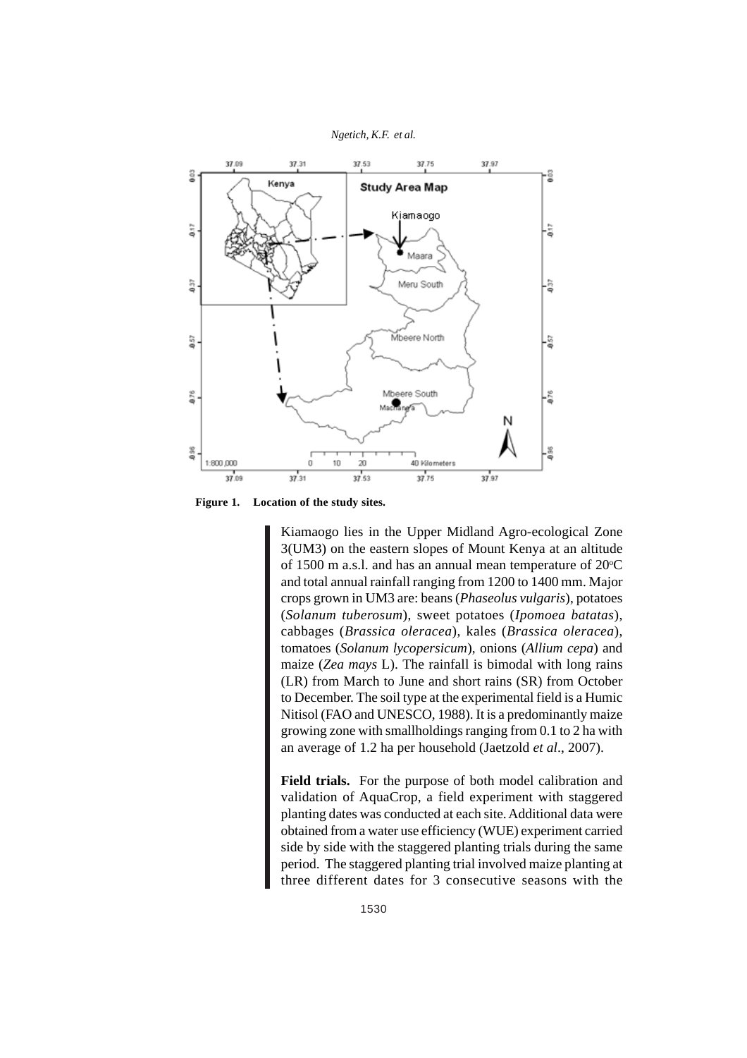**Figure 1. Location of the study sites.**

Kiamaogo lies in the Upper Midland Agro-ecological Zone 3(UM3) on the eastern slopes of Mount Kenya at an altitude of 1500 m a.s.l. and has an annual mean temperature of 20°C and total annual rainfall ranging from 1200 to 1400 mm. Major crops grown in UM3 are: beans (*Phaseolus vulgaris*), potatoes (*Solanum tuberosum*), sweet potatoes (*Ipomoea batatas*), cabbages (*Brassica oleracea*), kales (*Brassica oleracea*), tomatoes (*Solanum lycopersicum*), onions (*Allium cepa*) and maize (*Zea mays* L). The rainfall is bimodal with long rains (LR) from March to June and short rains (SR) from October to December. The soil type at the experimental field is a Humic Nitisol (FAO and UNESCO, 1988). It is a predominantly maize growing zone with smallholdings ranging from 0.1 to 2 ha with an average of 1.2 ha per household (Jaetzold *et al*., 2007).

**Field trials.** For the purpose of both model calibration and validation of AquaCrop, a field experiment with staggered planting dates was conducted at each site. Additional data were obtained from a water use efficiency (WUE) experiment carried side by side with the staggered planting trials during the same period. The staggered planting trial involved maize planting at three different dates for 3 consecutive seasons with the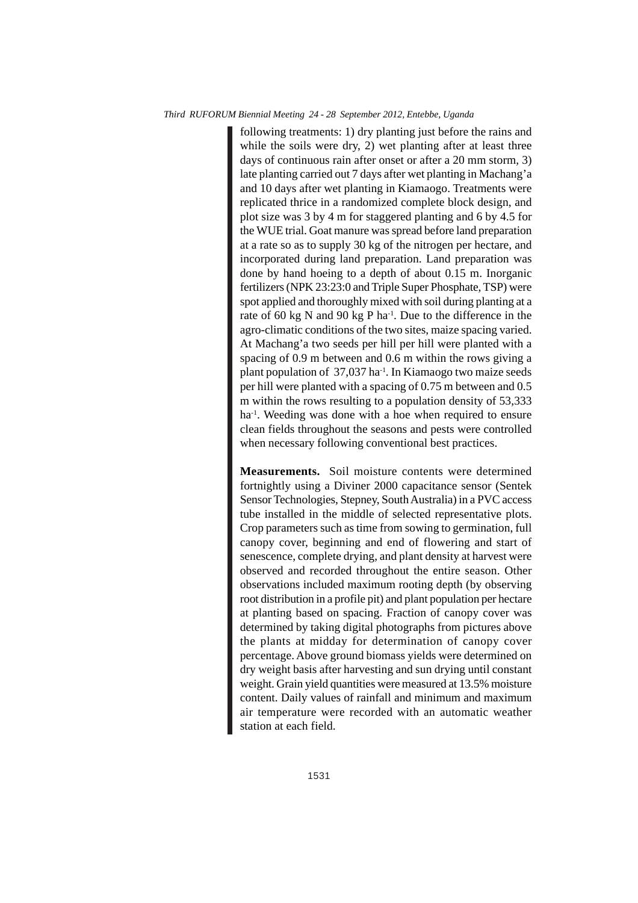following treatments: 1) dry planting just before the rains and while the soils were dry, 2) wet planting after at least three days of continuous rain after onset or after a 20 mm storm, 3) late planting carried out 7 days after wet planting in Machang'a and 10 days after wet planting in Kiamaogo. Treatments were replicated thrice in a randomized complete block design, and plot size was 3 by 4 m for staggered planting and 6 by 4.5 for the WUE trial. Goat manure was spread before land preparation at a rate so as to supply 30 kg of the nitrogen per hectare, and incorporated during land preparation. Land preparation was done by hand hoeing to a depth of about 0.15 m. Inorganic fertilizers (NPK 23:23:0 and Triple Super Phosphate, TSP) were spot applied and thoroughly mixed with soil during planting at a rate of 60 kg N and 90 kg P $ha^{-1}$. Due to the difference in the agro-climatic conditions of the two sites, maize spacing varied. At Machang'a two seeds per hill per hill were planted with a spacing of 0.9 m between and 0.6 m within the rows giving a plant population of 37,037 $ha^{-1}$. In Kiamaogo two maize seeds per hill were planted with a spacing of 0.75 m between and 0.5 m within the rows resulting to a population density of 53,333 $ha^{-1}$. Weeding was done with a hoe when required to ensure clean fields throughout the seasons and pests were controlled when necessary following conventional best practices.

**Measurements.** Soil moisture contents were determined fortnightly using a Diviner 2000 capacitance sensor (Sentek Sensor Technologies, Stepney, South Australia) in a PVC access tube installed in the middle of selected representative plots. Crop parameters such as time from sowing to germination, full canopy cover, beginning and end of flowering and start of senescence, complete drying, and plant density at harvest were observed and recorded throughout the entire season. Other observations included maximum rooting depth (by observing root distribution in a profile pit) and plant population per hectare at planting based on spacing. Fraction of canopy cover was determined by taking digital photographs from pictures above the plants at midday for determination of canopy cover percentage. Above ground biomass yields were determined on dry weight basis after harvesting and sun drying until constant weight. Grain yield quantities were measured at 13.5% moisture content. Daily values of rainfall and minimum and maximum air temperature were recorded with an automatic weather station at each field.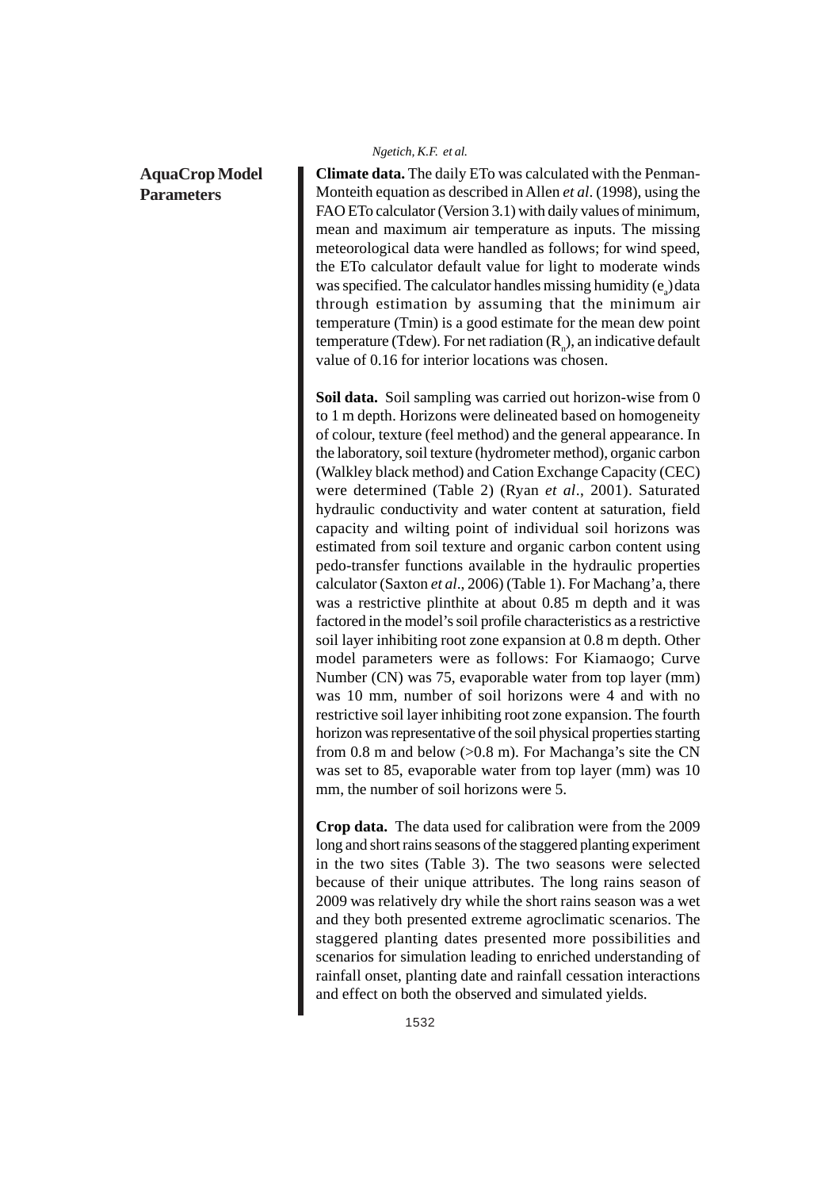## AquaCrop Model Parameters

**Climate data.** The daily ETo was calculated with the Penman-Monteith equation as described in Allen *et al*. (1998), using the FAO ETo calculator (Version 3.1) with daily values of minimum, mean and maximum air temperature as inputs. The missing meteorological data were handled as follows; for wind speed, the ETo calculator default value for light to moderate winds was specified. The calculator handles missing humidity ($e_a$) data through estimation by assuming that the minimum air temperature (Tmin) is a good estimate for the mean dew point temperature (Tdew). For net radiation ($R_n$), an indicative default value of 0.16 for interior locations was chosen.

**Soil data.** Soil sampling was carried out horizon-wise from 0 to 1 m depth. Horizons were delineated based on homogeneity of colour, texture (feel method) and the general appearance. In the laboratory, soil texture (hydrometer method), organic carbon (Walkley black method) and Cation Exchange Capacity (CEC) were determined (Table 2) (Ryan *et al*., 2001). Saturated hydraulic conductivity and water content at saturation, field capacity and wilting point of individual soil horizons was estimated from soil texture and organic carbon content using pedo-transfer functions available in the hydraulic properties calculator (Saxton *et al*., 2006) (Table 1). For Machang'a, there was a restrictive plinthite at about 0.85 m depth and it was factored in the model's soil profile characteristics as a restrictive soil layer inhibiting root zone expansion at 0.8 m depth. Other model parameters were as follows: For Kiamaogo; Curve Number (CN) was 75, evaporable water from top layer (mm) was 10 mm, number of soil horizons were 4 and with no restrictive soil layer inhibiting root zone expansion. The fourth horizon was representative of the soil physical properties starting from 0.8 m and below (>0.8 m). For Machanga's site the CN was set to 85, evaporable water from top layer (mm) was 10 mm, the number of soil horizons were 5.

**Crop data.** The data used for calibration were from the 2009 long and short rains seasons of the staggered planting experiment in the two sites (Table 3). The two seasons were selected because of their unique attributes. The long rains season of 2009 was relatively dry while the short rains season was a wet and they both presented extreme agroclimatic scenarios. The staggered planting dates presented more possibilities and scenarios for simulation leading to enriched understanding of rainfall onset, planting date and rainfall cessation interactions and effect on both the observed and simulated yields.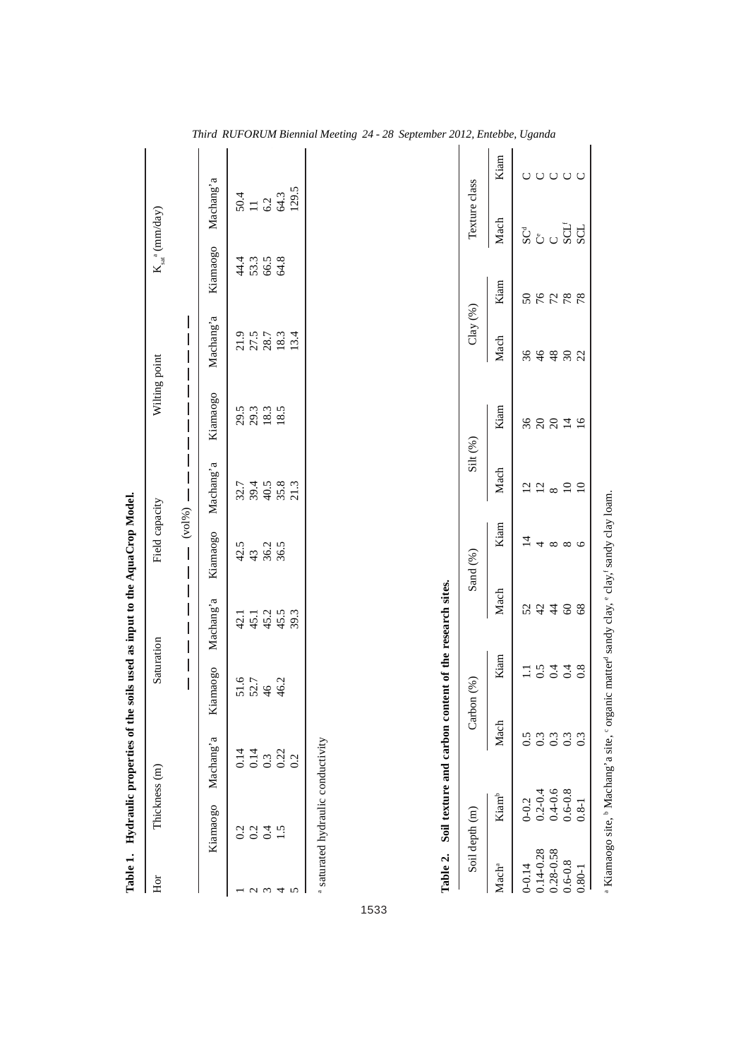**Table 1. Hydraulic properties of the soils used as input to the AquaCrop Model.**

| Hor | Thickness (m) | | Saturation | | Field capacity | | Wilting point | | $K_{sat}$ [a] (mm/day) | |
|---|---|---|---|---|---|---|---|---|---|---|
| | | | (vol%) | | | | | | | |
| | Kiamaogo | Machang'a | Kiamaogo | Machang'a | Kiamaogo | Machang'a | Kiamaogo | Machang'a | Kiamaogo | Machang'a |
| 1 | 0.2 | 0.14 | 51.6 | 42.1 | 42.5 | 32.7 | 29.5 | 21.9 | 44.4 | 50.4 |
| 2 | 0.2 | 0.14 | 52.7 | 45.1 | 43 | 39.4 | 29.3 | 27.5 | 53.3 | 11 |
| 3 | 0.4 | 0.3 | 46 | 45.2 | 36.2 | 40.5 | 18.3 | 28.7 | 66.5 | 6.2 |
| 4 | 1.5 | 0.22 | 46.2 | 45.5 | 36.5 | 35.8 | 18.5 | 18.3 | 64.8 | 64.3 |
| 5 | | 0.2 | | 39.3 | | 21.3 | | 13.4 | | 129.5 |

[a] saturated hydraulic conductivity

**Table 2. Soil texture and carbon content of the research sites.**

| Soil depth (m) | | Carbon (%) | | Sand (%) | | Silt (%) | | Clay (%) | | Texture class | |
|---|---|---|---|---|---|---|---|---|---|---|---|
| Mach[a] | Kiam[b] | Mach | Kiam | Mach | Kiam | Mach | Kiam | Mach | Kiam | Mach | Kiam |
| 0-0.14 | 0-0.2 | 0.5 | 1.1 | 52 | 14 | 12 | 36 | 36 | 50 | SC[d] | C |
| 0.14-0.28 | 0.2-0.4 | 0.3 | 0.5 | 42 | 4 | 12 | 20 | 46 | 76 | C[e] | C |
| 0.28-0.58 | 0.4-0.6 | 0.3 | 0.4 | 44 | 8 | 8 | 20 | 48 | 72 | C | C |
| 0.6-0.8 | 0.6-0.8 | 0.3 | 0.4 | 60 | 8 | 10 | 14 | 30 | 78 | SCL[f] | C |
| 0.80-1 | 0.8-1 | 0.3 | 0.8 | 68 | 6 | 10 | 16 | 22 | 78 | SCL | C |

[a] Kiamaogo site, [b] Machang'a site, [c] organic matter[d] sandy clay, [e] clay,[f] sandy clay loam.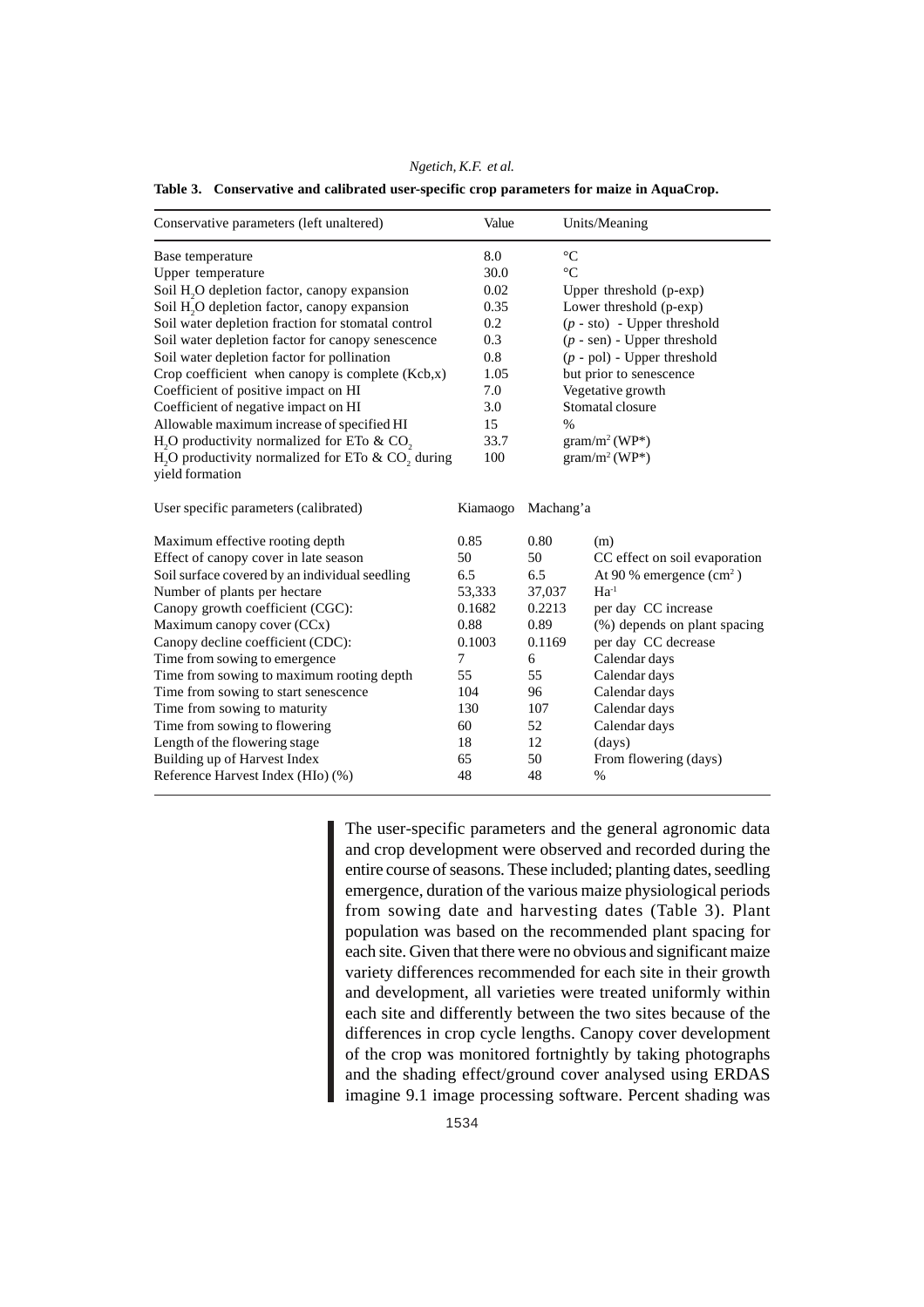**Table 3. Conservative and calibrated user-specific crop parameters for maize in AquaCrop.**

| Conservative parameters (left unaltered) | Value | | Units/Meaning |
|---|---|---|---|
| Base temperature | 8.0 | | °C |
| Upper temperature | 30.0 | | °C |
| Soil $H_2O$ depletion factor, canopy expansion | 0.02 | | Upper threshold (p-exp) |
| Soil $H_2O$ depletion factor, canopy expansion | 0.35 | | Lower threshold (p-exp) |
| Soil water depletion fraction for stomatal control | 0.2 | | (*p* - sto) - Upper threshold |
| Soil water depletion factor for canopy senescence | 0.3 | | (*p* - sen) - Upper threshold |
| Soil water depletion factor for pollination | 0.8 | | (*p* - pol) - Upper threshold |
| Crop coefficient when canopy is complete (Kcb,x) | 1.05 | | but prior to senescence |
| Coefficient of positive impact on HI | 7.0 | | Vegetative growth |
| Coefficient of negative impact on HI | 3.0 | | Stomatal closure |
| Allowable maximum increase of specified HI | 15 | | % |
| $H_2O$ productivity normalized for ETo & $CO_2$ | 33.7 | | gram/m$^2$ (WP*) |
| $H_2O$ productivity normalized for ETo & $CO_2$ during yield formation | 100 | | gram/m$^2$ (WP*) |
| **User specific parameters (calibrated)** | **Kiamaogo** | **Machang'a** | |
| Maximum effective rooting depth | 0.85 | 0.80 | (m) |
| Effect of canopy cover in late season | 50 | 50 | CC effect on soil evaporation |
| Soil surface covered by an individual seedling | 6.5 | 6.5 | At 90 % emergence (cm$^2$) |
| Number of plants per hectare | 53,333 | 37,037 | Ha$^{-1}$ |
| Canopy growth coefficient (CGC): | 0.1682 | 0.2213 | per day CC increase |
| Maximum canopy cover (CCx) | 0.88 | 0.89 | (%) depends on plant spacing |
| Canopy decline coefficient (CDC): | 0.1003 | 0.1169 | per day CC decrease |
| Time from sowing to emergence | 7 | 6 | Calendar days |
| Time from sowing to maximum rooting depth | 55 | 55 | Calendar days |
| Time from sowing to start senescence | 104 | 96 | Calendar days |
| Time from sowing to maturity | 130 | 107 | Calendar days |
| Time from sowing to flowering | 60 | 52 | Calendar days |
| Length of the flowering stage | 18 | 12 | (days) |
| Building up of Harvest Index | 65 | 50 | From flowering (days) |
| Reference Harvest Index (HIo) (%) | 48 | 48 | % |

The user-specific parameters and the general agronomic data and crop development were observed and recorded during the entire course of seasons. These included; planting dates, seedling emergence, duration of the various maize physiological periods from sowing date and harvesting dates (Table 3). Plant population was based on the recommended plant spacing for each site. Given that there were no obvious and significant maize variety differences recommended for each site in their growth and development, all varieties were treated uniformly within each site and differently between the two sites because of the differences in crop cycle lengths. Canopy cover development of the crop was monitored fortnightly by taking photographs and the shading effect/ground cover analysed using ERDAS imagine 9.1 image processing software. Percent shading was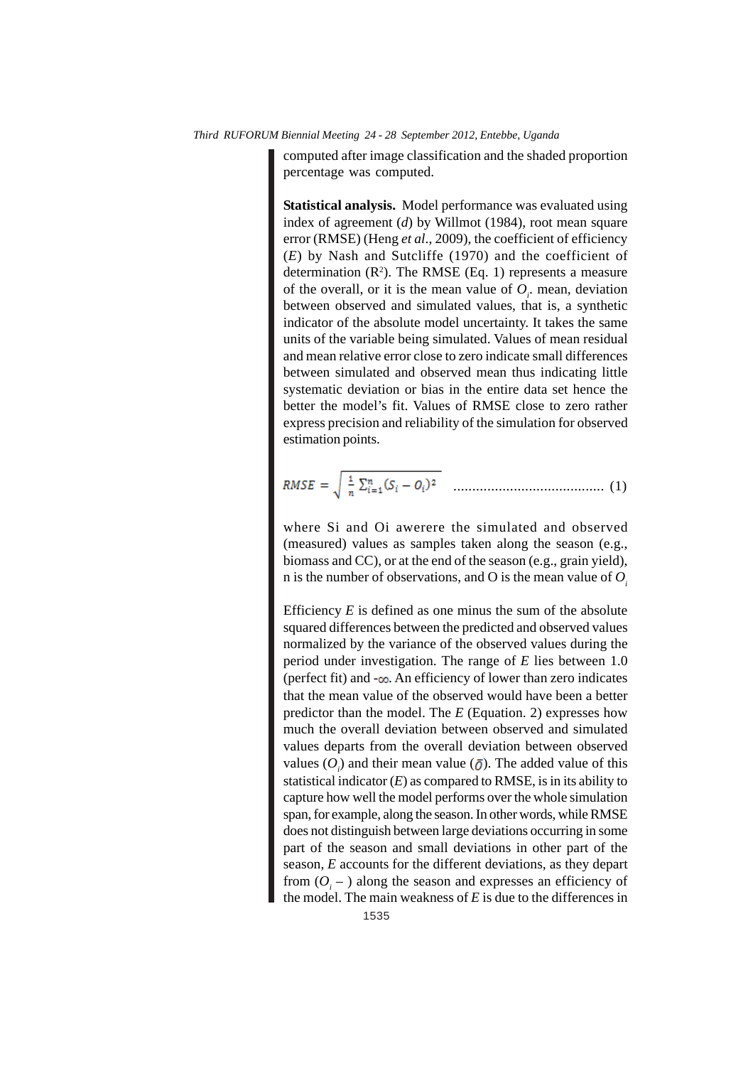computed after image classification and the shaded proportion percentage was computed.

**Statistical analysis.** Model performance was evaluated using index of agreement (*d*) by Willmot (1984), root mean square error (RMSE) (Heng *et al*., 2009), the coefficient of efficiency (*E*) by Nash and Sutcliffe (1970) and the coefficient of determination ($R^2$). The RMSE (Eq. 1) represents a measure of the overall, or it is the mean value of $O_i$. mean, deviation between observed and simulated values, that is, a synthetic indicator of the absolute model uncertainty. It takes the same units of the variable being simulated. Values of mean residual and mean relative error close to zero indicate small differences between simulated and observed mean thus indicating little systematic deviation or bias in the entire data set hence the better the model's fit. Values of RMSE close to zero rather express precision and reliability of the simulation for observed estimation points.

$$RMSE = \sqrt{\frac{1}{n}\sum_{i=1}^{n}(S_i - O_i)^2} \quad \text{.......................................} (1)$$

where Si and Oi awerere the simulated and observed (measured) values as samples taken along the season (e.g., biomass and CC), or at the end of the season (e.g., grain yield), n is the number of observations, and O is the mean value of $O_i$

Efficiency *E* is defined as one minus the sum of the absolute squared differences between the predicted and observed values normalized by the variance of the observed values during the period under investigation. The range of *E* lies between 1.0 (perfect fit) and $-\infty$. An efficiency of lower than zero indicates that the mean value of the observed would have been a better predictor than the model. The *E* (Equation. 2) expresses how much the overall deviation between observed and simulated values departs from the overall deviation between observed values ($O_i$) and their mean value ($\bar{O}$). The added value of this statistical indicator (*E*) as compared to RMSE, is in its ability to capture how well the model performs over the whole simulation span, for example, along the season. In other words, while RMSE does not distinguish between large deviations occurring in some part of the season and small deviations in other part of the season, *E* accounts for the different deviations, as they depart from ($O_i$ – ) along the season and expresses an efficiency of the model. The main weakness of *E* is due to the differences in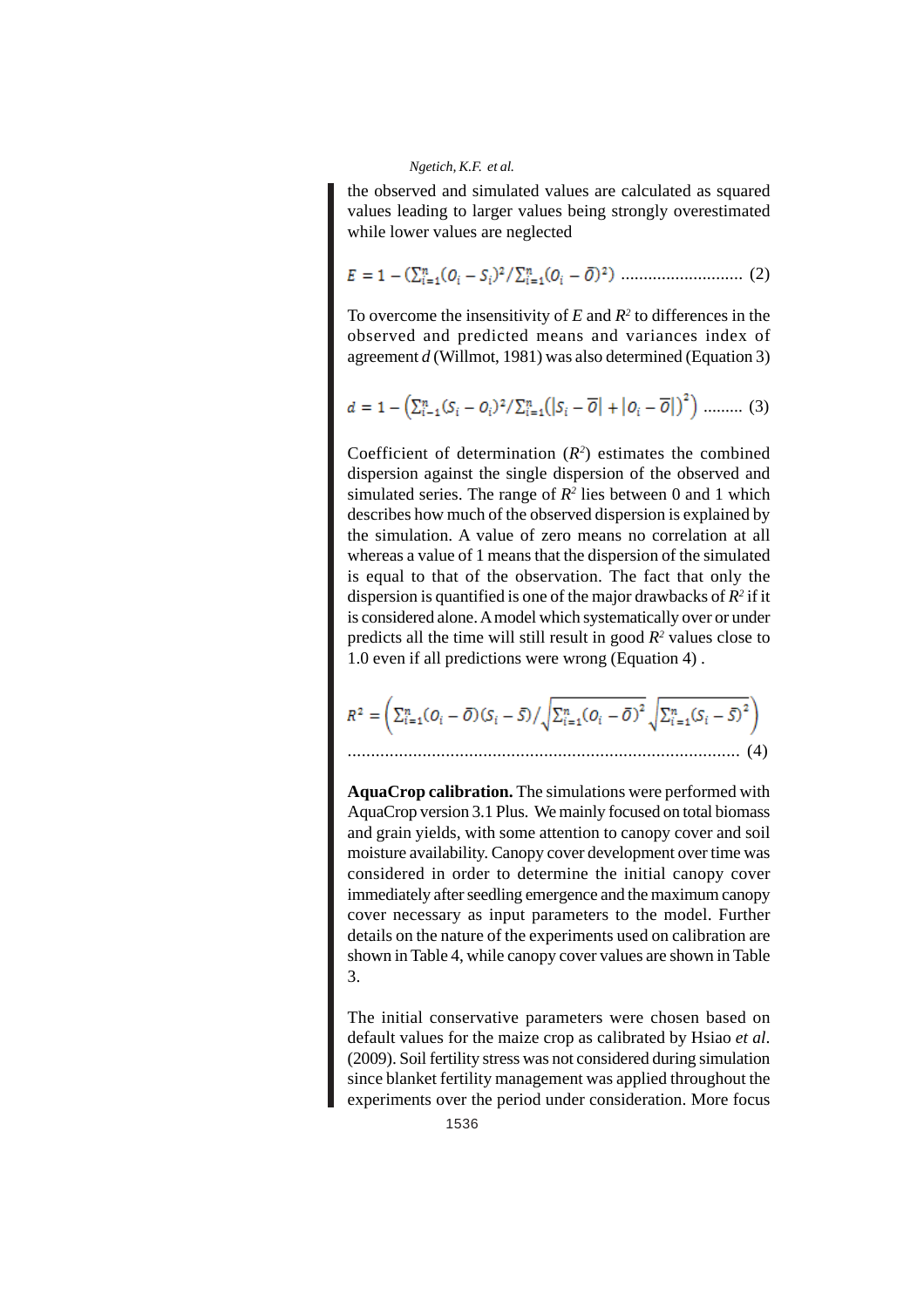the observed and simulated values are calculated as squared values leading to larger values being strongly overestimated while lower values are neglected

$$E = 1 - \left(\sum_{i=1}^{n}(O_i - S_i)^2 / \sum_{i=1}^{n}(O_i - \bar{O})^2\right) \quad (2)$$

To overcome the insensitivity of $E$ and $R^2$ to differences in the observed and predicted means and variances index of agreement $d$ (Willmot, 1981) was also determined (Equation 3)

$$d = 1 - \left(\sum_{i-1}^{n}(S_i - O_i)^2 / \sum_{i=1}^{n}\left(|S_i - \bar{O}| + |O_i - \bar{O}|\right)^2\right) \quad (3)$$

Coefficient of determination ($R^2$) estimates the combined dispersion against the single dispersion of the observed and simulated series. The range of $R^2$ lies between 0 and 1 which describes how much of the observed dispersion is explained by the simulation. A value of zero means no correlation at all whereas a value of 1 means that the dispersion of the simulated is equal to that of the observation. The fact that only the dispersion is quantified is one of the major drawbacks of $R^2$ if it is considered alone. A model which systematically over or under predicts all the time will still result in good $R^2$ values close to 1.0 even if all predictions were wrong (Equation 4) .

$$R^2 = \left(\sum_{i=1}^{n}(O_i - \bar{O})(S_i - \bar{S}) \Big/ \sqrt{\sum_{i=1}^{n}(O_i - \bar{O})^2}\sqrt{\sum_{i=1}^{n}(S_i - \bar{S})^2}\right) \quad (4)$$

**AquaCrop calibration.** The simulations were performed with AquaCrop version 3.1 Plus. We mainly focused on total biomass and grain yields, with some attention to canopy cover and soil moisture availability. Canopy cover development over time was considered in order to determine the initial canopy cover immediately after seedling emergence and the maximum canopy cover necessary as input parameters to the model. Further details on the nature of the experiments used on calibration are shown in Table 4, while canopy cover values are shown in Table 3.

The initial conservative parameters were chosen based on default values for the maize crop as calibrated by Hsiao *et al*. (2009). Soil fertility stress was not considered during simulation since blanket fertility management was applied throughout the experiments over the period under consideration. More focus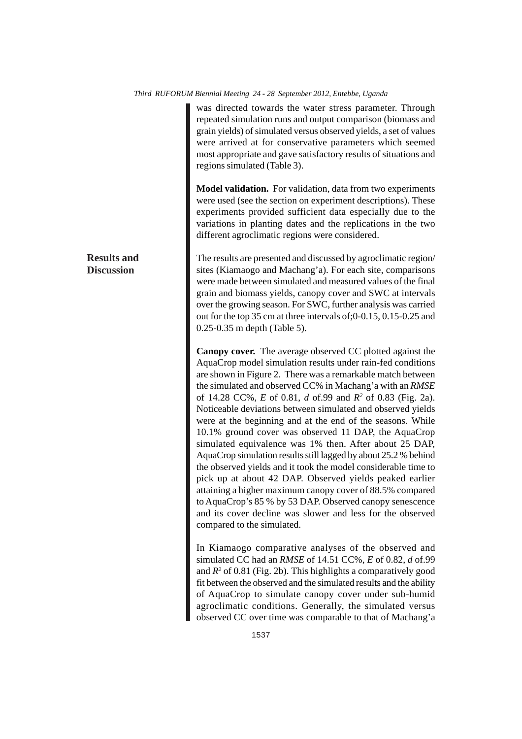was directed towards the water stress parameter. Through repeated simulation runs and output comparison (biomass and grain yields) of simulated versus observed yields, a set of values were arrived at for conservative parameters which seemed most appropriate and gave satisfactory results of situations and regions simulated (Table 3).

**Model validation.** For validation, data from two experiments were used (see the section on experiment descriptions). These experiments provided sufficient data especially due to the variations in planting dates and the replications in the two different agroclimatic regions were considered.

## Results and Discussion

The results are presented and discussed by agroclimatic region/ sites (Kiamaogo and Machang'a). For each site, comparisons were made between simulated and measured values of the final grain and biomass yields, canopy cover and SWC at intervals over the growing season. For SWC, further analysis was carried out for the top 35 cm at three intervals of;0-0.15, 0.15-0.25 and 0.25-0.35 m depth (Table 5).

**Canopy cover.** The average observed CC plotted against the AquaCrop model simulation results under rain-fed conditions are shown in Figure 2. There was a remarkable match between the simulated and observed CC% in Machang'a with an *RMSE* of 14.28 CC%, *E* of 0.81, *d* of.99 and $R^2$ of 0.83 (Fig. 2a). Noticeable deviations between simulated and observed yields were at the beginning and at the end of the seasons. While 10.1% ground cover was observed 11 DAP, the AquaCrop simulated equivalence was 1% then. After about 25 DAP, AquaCrop simulation results still lagged by about 25.2 % behind the observed yields and it took the model considerable time to pick up at about 42 DAP. Observed yields peaked earlier attaining a higher maximum canopy cover of 88.5% compared to AquaCrop's 85 % by 53 DAP. Observed canopy senescence and its cover decline was slower and less for the observed compared to the simulated.

In Kiamaogo comparative analyses of the observed and simulated CC had an *RMSE* of 14.51 CC%, *E* of 0.82, *d* of.99 and $R^2$ of 0.81 (Fig. 2b). This highlights a comparatively good fit between the observed and the simulated results and the ability of AquaCrop to simulate canopy cover under sub-humid agroclimatic conditions. Generally, the simulated versus observed CC over time was comparable to that of Machang'a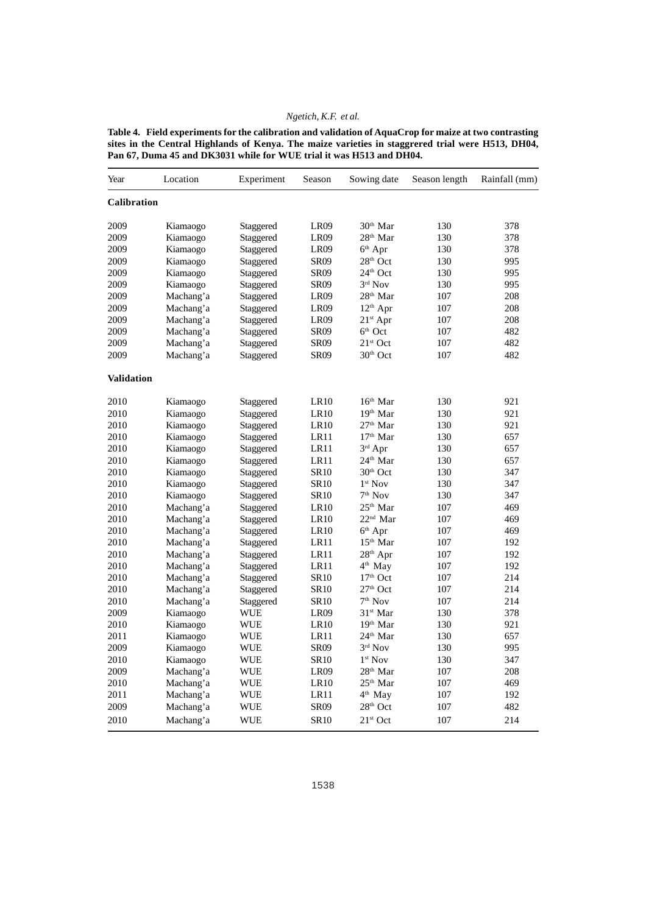**Table 4. Field experiments for the calibration and validation of AquaCrop for maize at two contrasting sites in the Central Highlands of Kenya. The maize varieties in staggrered trial were H513, DH04, Pan 67, Duma 45 and DK3031 while for WUE trial it was H513 and DH04.**

| Year | Location | Experiment | Season | Sowing date | Season length | Rainfall (mm) |
|---|---|---|---|---|---|---|
| **Calibration** | | | | | | |
| 2009 | Kiamaogo | Staggered | LR09 | 30th Mar | 130 | 378 |
| 2009 | Kiamaogo | Staggered | LR09 | 28th Mar | 130 | 378 |
| 2009 | Kiamaogo | Staggered | LR09 | 6th Apr | 130 | 378 |
| 2009 | Kiamaogo | Staggered | SR09 | 28th Oct | 130 | 995 |
| 2009 | Kiamaogo | Staggered | SR09 | 24th Oct | 130 | 995 |
| 2009 | Kiamaogo | Staggered | SR09 | 3rd Nov | 130 | 995 |
| 2009 | Machang'a | Staggered | LR09 | 28th Mar | 107 | 208 |
| 2009 | Machang'a | Staggered | LR09 | 12th Apr | 107 | 208 |
| 2009 | Machang'a | Staggered | LR09 | 21st Apr | 107 | 208 |
| 2009 | Machang'a | Staggered | SR09 | 6th Oct | 107 | 482 |
| 2009 | Machang'a | Staggered | SR09 | 21st Oct | 107 | 482 |
| 2009 | Machang'a | Staggered | SR09 | 30th Oct | 107 | 482 |
| **Validation** | | | | | | |
| 2010 | Kiamaogo | Staggered | LR10 | 16th Mar | 130 | 921 |
| 2010 | Kiamaogo | Staggered | LR10 | 19th Mar | 130 | 921 |
| 2010 | Kiamaogo | Staggered | LR10 | 27th Mar | 130 | 921 |
| 2010 | Kiamaogo | Staggered | LR11 | 17th Mar | 130 | 657 |
| 2010 | Kiamaogo | Staggered | LR11 | 3rd Apr | 130 | 657 |
| 2010 | Kiamaogo | Staggered | LR11 | 24th Mar | 130 | 657 |
| 2010 | Kiamaogo | Staggered | SR10 | 30th Oct | 130 | 347 |
| 2010 | Kiamaogo | Staggered | SR10 | 1st Nov | 130 | 347 |
| 2010 | Kiamaogo | Staggered | SR10 | 7th Nov | 130 | 347 |
| 2010 | Machang'a | Staggered | LR10 | 25th Mar | 107 | 469 |
| 2010 | Machang'a | Staggered | LR10 | 22nd Mar | 107 | 469 |
| 2010 | Machang'a | Staggered | LR10 | 6th Apr | 107 | 469 |
| 2010 | Machang'a | Staggered | LR11 | 15th Mar | 107 | 192 |
| 2010 | Machang'a | Staggered | LR11 | 28th Apr | 107 | 192 |
| 2010 | Machang'a | Staggered | LR11 | 4th May | 107 | 192 |
| 2010 | Machang'a | Staggered | SR10 | 17th Oct | 107 | 214 |
| 2010 | Machang'a | Staggered | SR10 | 27th Oct | 107 | 214 |
| 2010 | Machang'a | Staggered | SR10 | 7th Nov | 107 | 214 |
| 2009 | Kiamaogo | WUE | LR09 | 31st Mar | 130 | 378 |
| 2010 | Kiamaogo | WUE | LR10 | 19th Mar | 130 | 921 |
| 2011 | Kiamaogo | WUE | LR11 | 24th Mar | 130 | 657 |
| 2009 | Kiamaogo | WUE | SR09 | 3rd Nov | 130 | 995 |
| 2010 | Kiamaogo | WUE | SR10 | 1st Nov | 130 | 347 |
| 2009 | Machang'a | WUE | LR09 | 28th Mar | 107 | 208 |
| 2010 | Machang'a | WUE | LR10 | 25th Mar | 107 | 469 |
| 2011 | Machang'a | WUE | LR11 | 4th May | 107 | 192 |
| 2009 | Machang'a | WUE | SR09 | 28th Oct | 107 | 482 |
| 2010 | Machang'a | WUE | SR10 | 21st Oct | 107 | 214 |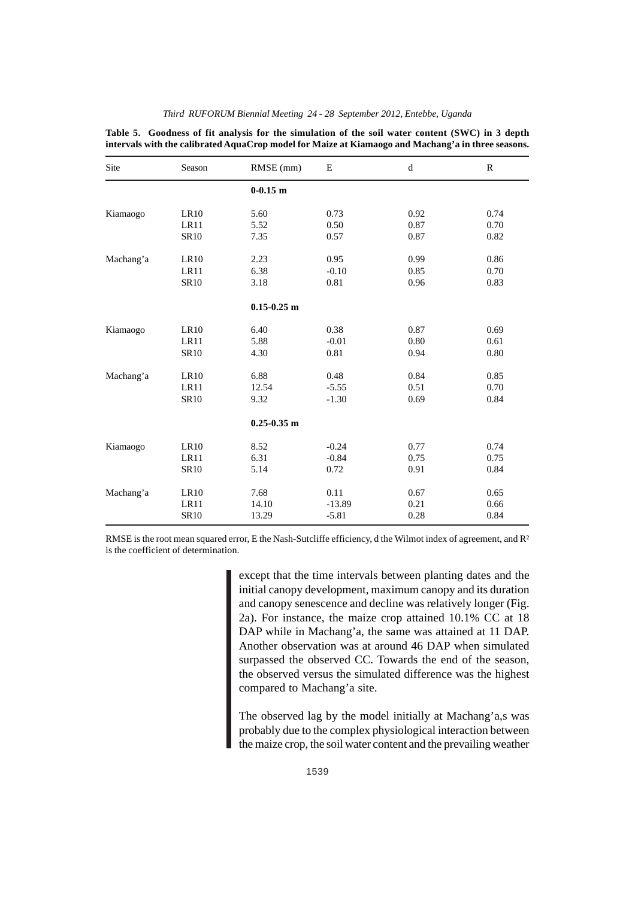**Table 5. Goodness of fit analysis for the simulation of the soil water content (SWC) in 3 depth intervals with the calibrated AquaCrop model for Maize at Kiamaogo and Machang'a in three seasons.**

| Site | Season | RMSE (mm) | E | d | R |
|---|---|---|---|---|---|
| | | **0-0.15 m** | | | |
| Kiamaogo | LR10 | 5.60 | 0.73 | 0.92 | 0.74 |
| | LR11 | 5.52 | 0.50 | 0.87 | 0.70 |
| | SR10 | 7.35 | 0.57 | 0.87 | 0.82 |
| Machang'a | LR10 | 2.23 | 0.95 | 0.99 | 0.86 |
| | LR11 | 6.38 | -0.10 | 0.85 | 0.70 |
| | SR10 | 3.18 | 0.81 | 0.96 | 0.83 |
| | | **0.15-0.25 m** | | | |
| Kiamaogo | LR10 | 6.40 | 0.38 | 0.87 | 0.69 |
| | LR11 | 5.88 | -0.01 | 0.80 | 0.61 |
| | SR10 | 4.30 | 0.81 | 0.94 | 0.80 |
| Machang'a | LR10 | 6.88 | 0.48 | 0.84 | 0.85 |
| | LR11 | 12.54 | -5.55 | 0.51 | 0.70 |
| | SR10 | 9.32 | -1.30 | 0.69 | 0.84 |
| | | **0.25-0.35 m** | | | |
| Kiamaogo | LR10 | 8.52 | -0.24 | 0.77 | 0.74 |
| | LR11 | 6.31 | -0.84 | 0.75 | 0.75 |
| | SR10 | 5.14 | 0.72 | 0.91 | 0.84 |
| Machang'a | LR10 | 7.68 | 0.11 | 0.67 | 0.65 |
| | LR11 | 14.10 | -13.89 | 0.21 | 0.66 |
| | SR10 | 13.29 | -5.81 | 0.28 | 0.84 |

RMSE is the root mean squared error, E the Nash-Sutcliffe efficiency, d the Wilmot index of agreement, and $R^2$ is the coefficient of determination.

except that the time intervals between planting dates and the initial canopy development, maximum canopy and its duration and canopy senescence and decline was relatively longer (Fig. 2a). For instance, the maize crop attained 10.1% CC at 18 DAP while in Machang'a, the same was attained at 11 DAP. Another observation was at around 46 DAP when simulated surpassed the observed CC. Towards the end of the season, the observed versus the simulated difference was the highest compared to Machang'a site.

The observed lag by the model initially at Machang'a,s was probably due to the complex physiological interaction between the maize crop, the soil water content and the prevailing weather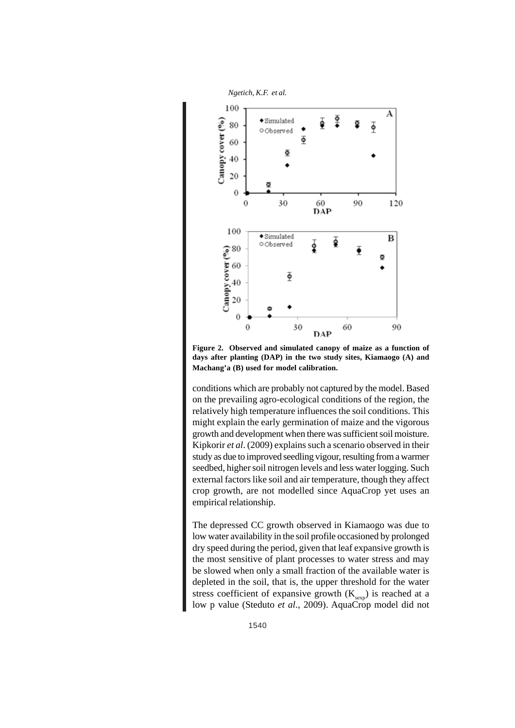**Figure 2. Observed and simulated canopy of maize as a function of days after planting (DAP) in the two study sites, Kiamaogo (A) and Machang'a (B) used for model calibration.**

conditions which are probably not captured by the model. Based on the prevailing agro-ecological conditions of the region, the relatively high temperature influences the soil conditions. This might explain the early germination of maize and the vigorous growth and development when there was sufficient soil moisture. Kipkorir *et al*. (2009) explains such a scenario observed in their study as due to improved seedling vigour, resulting from a warmer seedbed, higher soil nitrogen levels and less water logging. Such external factors like soil and air temperature, though they affect crop growth, are not modelled since AquaCrop yet uses an empirical relationship.

The depressed CC growth observed in Kiamaogo was due to low water availability in the soil profile occasioned by prolonged dry speed during the period, given that leaf expansive growth is the most sensitive of plant processes to water stress and may be slowed when only a small fraction of the available water is depleted in the soil, that is, the upper threshold for the water stress coefficient of expansive growth ($K_{sexp}$) is reached at a low p value (Steduto *et al*., 2009). AquaCrop model did not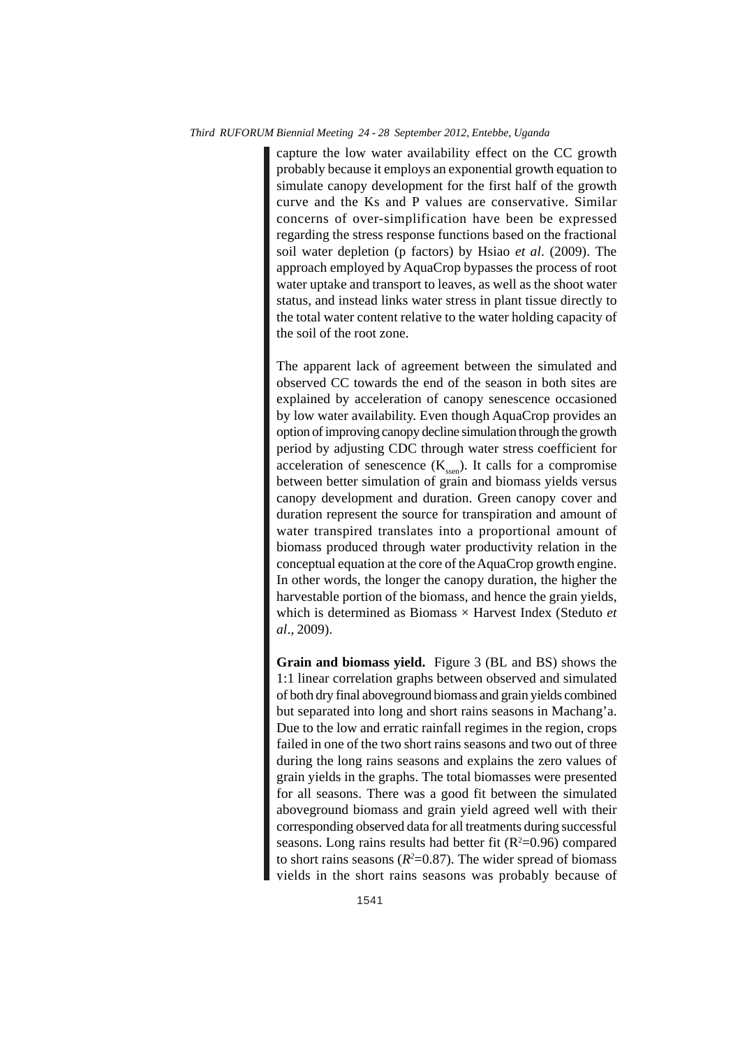capture the low water availability effect on the CC growth probably because it employs an exponential growth equation to simulate canopy development for the first half of the growth curve and the Ks and P values are conservative. Similar concerns of over-simplification have been be expressed regarding the stress response functions based on the fractional soil water depletion (p factors) by Hsiao *et al*. (2009). The approach employed by AquaCrop bypasses the process of root water uptake and transport to leaves, as well as the shoot water status, and instead links water stress in plant tissue directly to the total water content relative to the water holding capacity of the soil of the root zone.

The apparent lack of agreement between the simulated and observed CC towards the end of the season in both sites are explained by acceleration of canopy senescence occasioned by low water availability. Even though AquaCrop provides an option of improving canopy decline simulation through the growth period by adjusting CDC through water stress coefficient for acceleration of senescence ($K_{ssen}$). It calls for a compromise between better simulation of grain and biomass yields versus canopy development and duration. Green canopy cover and duration represent the source for transpiration and amount of water transpired translates into a proportional amount of biomass produced through water productivity relation in the conceptual equation at the core of the AquaCrop growth engine. In other words, the longer the canopy duration, the higher the harvestable portion of the biomass, and hence the grain yields, which is determined as Biomass × Harvest Index (Steduto *et al*., 2009).

**Grain and biomass yield.** Figure 3 (BL and BS) shows the 1:1 linear correlation graphs between observed and simulated of both dry final aboveground biomass and grain yields combined but separated into long and short rains seasons in Machang'a. Due to the low and erratic rainfall regimes in the region, crops failed in one of the two short rains seasons and two out of three during the long rains seasons and explains the zero values of grain yields in the graphs. The total biomasses were presented for all seasons. There was a good fit between the simulated aboveground biomass and grain yield agreed well with their corresponding observed data for all treatments during successful seasons. Long rains results had better fit ($R^2$=0.96) compared to short rains seasons ($R^2$=0.87). The wider spread of biomass yields in the short rains seasons was probably because of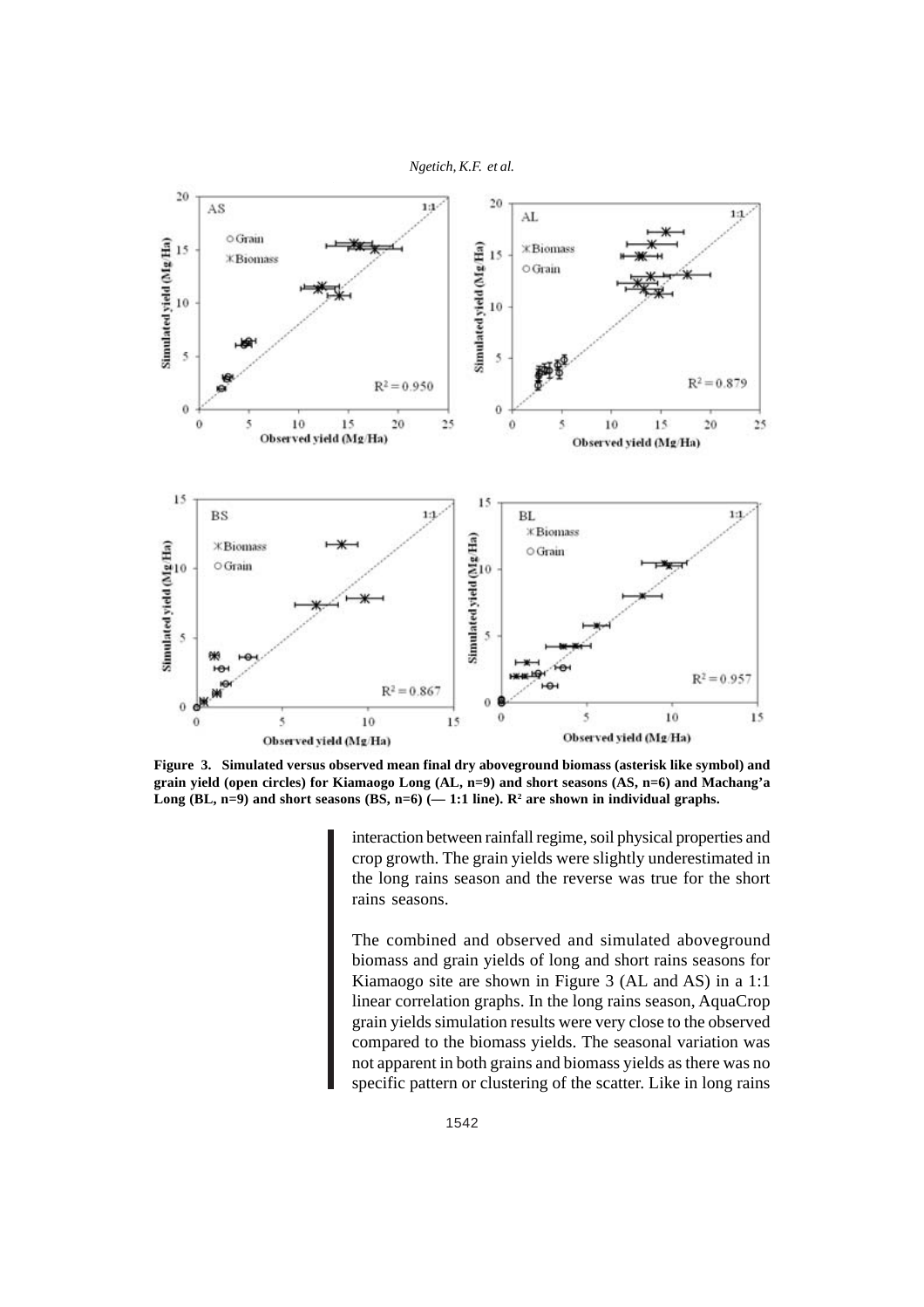**Figure 3. Simulated versus observed mean final dry aboveground biomass (asterisk like symbol) and grain yield (open circles) for Kiamaogo Long (AL, n=9) and short seasons (AS, n=6) and Machang'a Long (BL, n=9) and short seasons (BS, n=6) (— 1:1 line). $R^2$ are shown in individual graphs.**

interaction between rainfall regime, soil physical properties and crop growth. The grain yields were slightly underestimated in the long rains season and the reverse was true for the short rains seasons.

The combined and observed and simulated aboveground biomass and grain yields of long and short rains seasons for Kiamaogo site are shown in Figure 3 (AL and AS) in a 1:1 linear correlation graphs. In the long rains season, AquaCrop grain yields simulation results were very close to the observed compared to the biomass yields. The seasonal variation was not apparent in both grains and biomass yields as there was no specific pattern or clustering of the scatter. Like in long rains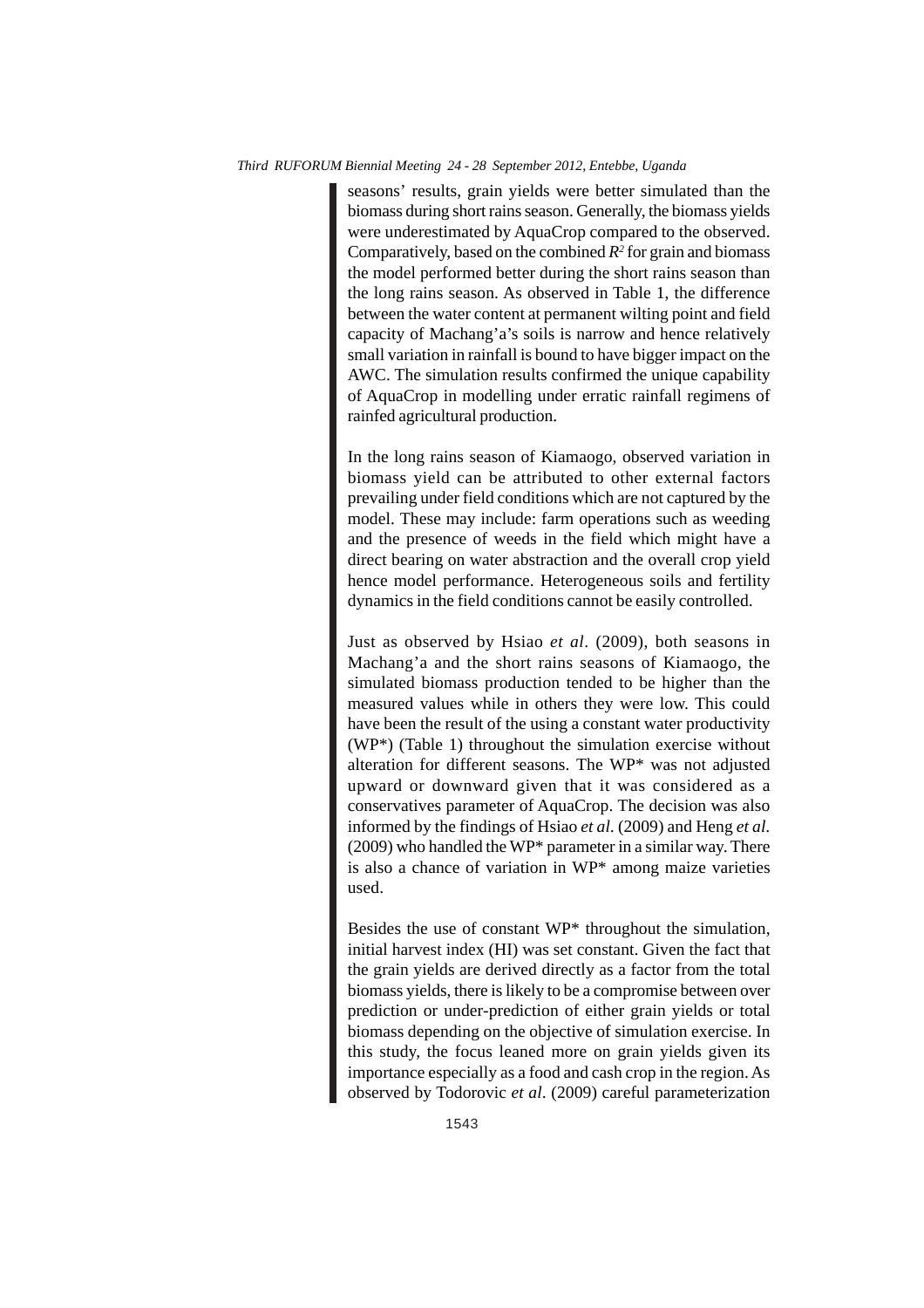seasons' results, grain yields were better simulated than the biomass during short rains season. Generally, the biomass yields were underestimated by AquaCrop compared to the observed. Comparatively, based on the combined $R^2$ for grain and biomass the model performed better during the short rains season than the long rains season. As observed in Table 1, the difference between the water content at permanent wilting point and field capacity of Machang'a's soils is narrow and hence relatively small variation in rainfall is bound to have bigger impact on the AWC. The simulation results confirmed the unique capability of AquaCrop in modelling under erratic rainfall regimens of rainfed agricultural production.

In the long rains season of Kiamaogo, observed variation in biomass yield can be attributed to other external factors prevailing under field conditions which are not captured by the model. These may include: farm operations such as weeding and the presence of weeds in the field which might have a direct bearing on water abstraction and the overall crop yield hence model performance. Heterogeneous soils and fertility dynamics in the field conditions cannot be easily controlled.

Just as observed by Hsiao *et al*. (2009), both seasons in Machang'a and the short rains seasons of Kiamaogo, the simulated biomass production tended to be higher than the measured values while in others they were low. This could have been the result of the using a constant water productivity (WP*) (Table 1) throughout the simulation exercise without alteration for different seasons. The WP* was not adjusted upward or downward given that it was considered as a conservatives parameter of AquaCrop. The decision was also informed by the findings of Hsiao *et al.* (2009) and Heng *et al.* (2009) who handled the WP* parameter in a similar way. There is also a chance of variation in WP* among maize varieties used.

Besides the use of constant WP* throughout the simulation, initial harvest index (HI) was set constant. Given the fact that the grain yields are derived directly as a factor from the total biomass yields, there is likely to be a compromise between over prediction or under-prediction of either grain yields or total biomass depending on the objective of simulation exercise. In this study, the focus leaned more on grain yields given its importance especially as a food and cash crop in the region. As observed by Todorovic *et al*. (2009) careful parameterization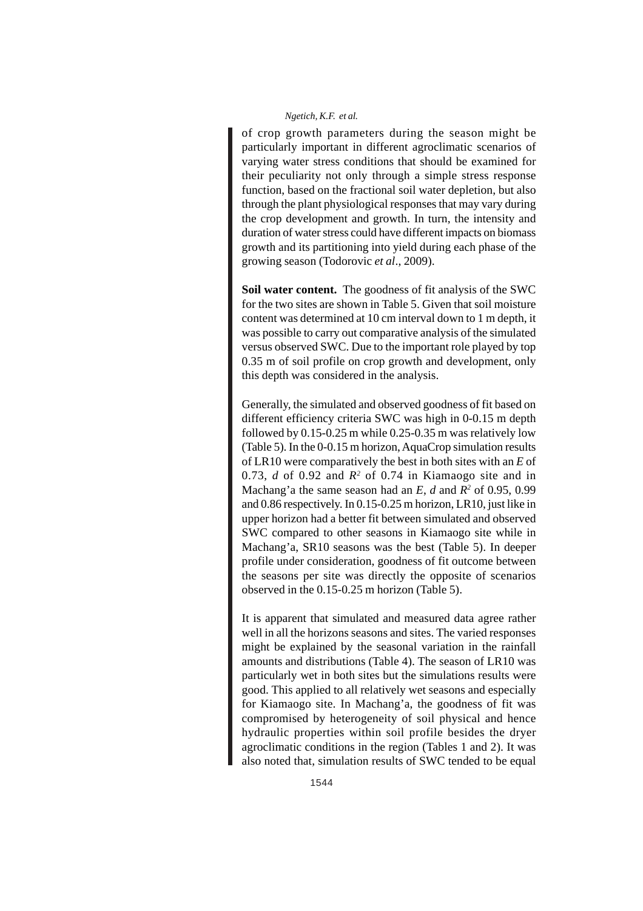of crop growth parameters during the season might be particularly important in different agroclimatic scenarios of varying water stress conditions that should be examined for their peculiarity not only through a simple stress response function, based on the fractional soil water depletion, but also through the plant physiological responses that may vary during the crop development and growth. In turn, the intensity and duration of water stress could have different impacts on biomass growth and its partitioning into yield during each phase of the growing season (Todorovic *et al*., 2009).

**Soil water content.** The goodness of fit analysis of the SWC for the two sites are shown in Table 5. Given that soil moisture content was determined at 10 cm interval down to 1 m depth, it was possible to carry out comparative analysis of the simulated versus observed SWC. Due to the important role played by top 0.35 m of soil profile on crop growth and development, only this depth was considered in the analysis.

Generally, the simulated and observed goodness of fit based on different efficiency criteria SWC was high in 0-0.15 m depth followed by 0.15-0.25 m while 0.25-0.35 m was relatively low (Table 5). In the 0-0.15 m horizon, AquaCrop simulation results of LR10 were comparatively the best in both sites with an *E* of 0.73, *d* of 0.92 and $R^2$ of 0.74 in Kiamaogo site and in Machang'a the same season had an *E*, *d* and $R^2$ of 0.95, 0.99 and 0.86 respectively. In 0.15-0.25 m horizon, LR10, just like in upper horizon had a better fit between simulated and observed SWC compared to other seasons in Kiamaogo site while in Machang'a, SR10 seasons was the best (Table 5). In deeper profile under consideration, goodness of fit outcome between the seasons per site was directly the opposite of scenarios observed in the 0.15-0.25 m horizon (Table 5).

It is apparent that simulated and measured data agree rather well in all the horizons seasons and sites. The varied responses might be explained by the seasonal variation in the rainfall amounts and distributions (Table 4). The season of LR10 was particularly wet in both sites but the simulations results were good. This applied to all relatively wet seasons and especially for Kiamaogo site. In Machang'a, the goodness of fit was compromised by heterogeneity of soil physical and hence hydraulic properties within soil profile besides the dryer agroclimatic conditions in the region (Tables 1 and 2). It was also noted that, simulation results of SWC tended to be equal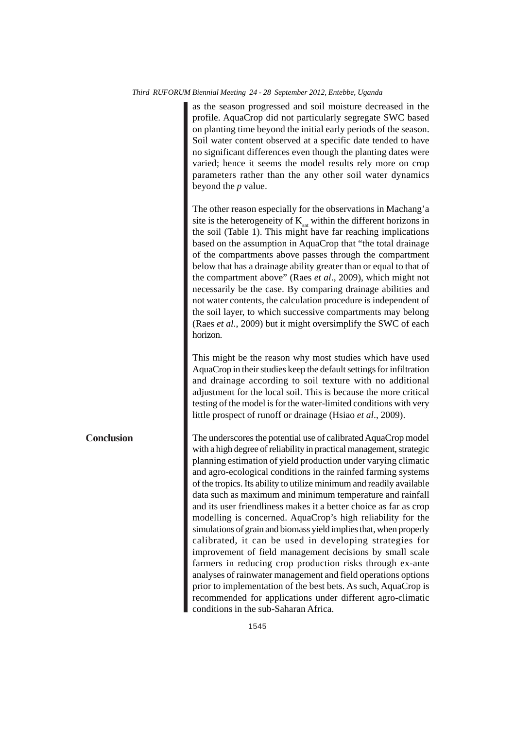as the season progressed and soil moisture decreased in the profile. AquaCrop did not particularly segregate SWC based on planting time beyond the initial early periods of the season. Soil water content observed at a specific date tended to have no significant differences even though the planting dates were varied; hence it seems the model results rely more on crop parameters rather than the any other soil water dynamics beyond the *p* value.

The other reason especially for the observations in Machang'a site is the heterogeneity of $K_{sat}$ within the different horizons in the soil (Table 1). This might have far reaching implications based on the assumption in AquaCrop that "the total drainage of the compartments above passes through the compartment below that has a drainage ability greater than or equal to that of the compartment above" (Raes *et al*., 2009), which might not necessarily be the case. By comparing drainage abilities and not water contents, the calculation procedure is independent of the soil layer, to which successive compartments may belong (Raes *et al*., 2009) but it might oversimplify the SWC of each horizon.

This might be the reason why most studies which have used AquaCrop in their studies keep the default settings for infiltration and drainage according to soil texture with no additional adjustment for the local soil. This is because the more critical testing of the model is for the water-limited conditions with very little prospect of runoff or drainage (Hsiao *et al*., 2009).

## Conclusion

The underscores the potential use of calibrated AquaCrop model with a high degree of reliability in practical management, strategic planning estimation of yield production under varying climatic and agro-ecological conditions in the rainfed farming systems of the tropics. Its ability to utilize minimum and readily available data such as maximum and minimum temperature and rainfall and its user friendliness makes it a better choice as far as crop modelling is concerned. AquaCrop's high reliability for the simulations of grain and biomass yield implies that, when properly calibrated, it can be used in developing strategies for improvement of field management decisions by small scale farmers in reducing crop production risks through ex-ante analyses of rainwater management and field operations options prior to implementation of the best bets. As such, AquaCrop is recommended for applications under different agro-climatic conditions in the sub-Saharan Africa.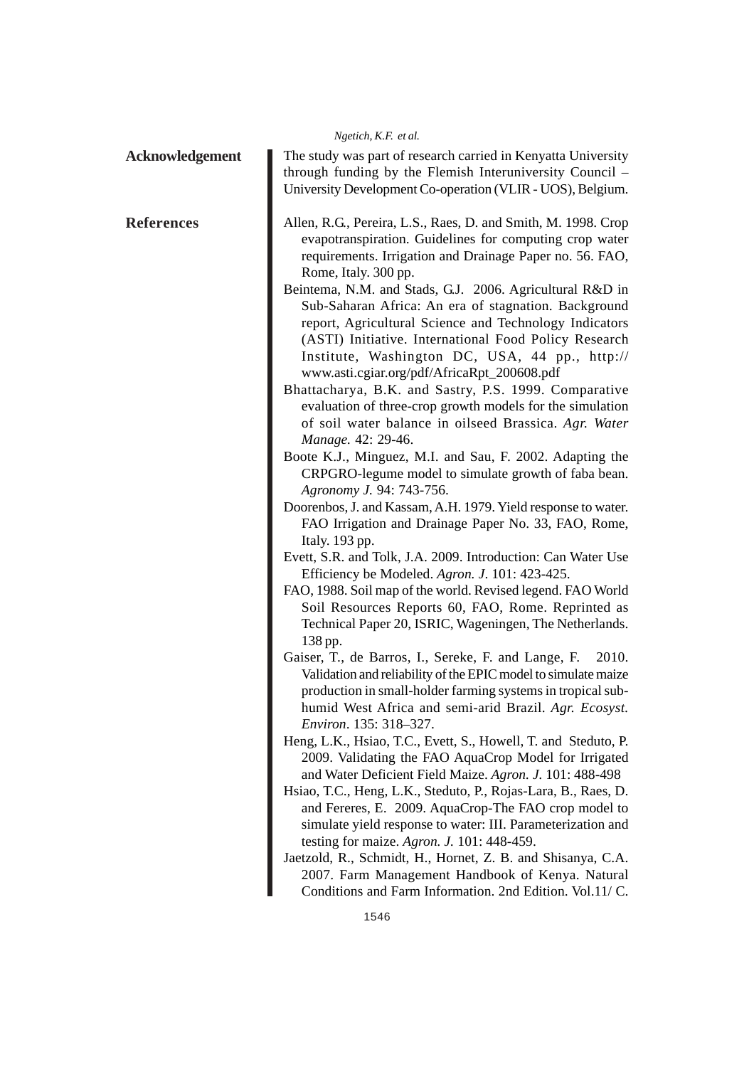## Acknowledgement

The study was part of research carried in Kenyatta University through funding by the Flemish Interuniversity Council – University Development Co-operation (VLIR - UOS), Belgium.

## References

Allen, R.G., Pereira, L.S., Raes, D. and Smith, M. 1998. Crop evapotranspiration. Guidelines for computing crop water requirements. Irrigation and Drainage Paper no. 56. FAO, Rome, Italy. 300 pp.

Beintema, N.M. and Stads, G.J. 2006. Agricultural R&D in Sub-Saharan Africa: An era of stagnation. Background report, Agricultural Science and Technology Indicators (ASTI) Initiative. International Food Policy Research Institute, Washington DC, USA, 44 pp., http://www.asti.cgiar.org/pdf/AfricaRpt_200608.pdf

Bhattacharya, B.K. and Sastry, P.S. 1999. Comparative evaluation of three-crop growth models for the simulation of soil water balance in oilseed Brassica. *Agr. Water Manage.* 42: 29-46.

Boote K.J., Minguez, M.I. and Sau, F. 2002. Adapting the CRPGRO-legume model to simulate growth of faba bean. *Agronomy J.* 94: 743-756.

Doorenbos, J. and Kassam, A.H. 1979. Yield response to water. FAO Irrigation and Drainage Paper No. 33, FAO, Rome, Italy. 193 pp.

Evett, S.R. and Tolk, J.A. 2009. Introduction: Can Water Use Efficiency be Modeled. *Agron. J*. 101: 423-425.

FAO, 1988. Soil map of the world. Revised legend. FAO World Soil Resources Reports 60, FAO, Rome. Reprinted as Technical Paper 20, ISRIC, Wageningen, The Netherlands. 138 pp.

Gaiser, T., de Barros, I., Sereke, F. and Lange, F. 2010. Validation and reliability of the EPIC model to simulate maize production in small-holder farming systems in tropical sub-humid West Africa and semi-arid Brazil. *Agr. Ecosyst. Environ*. 135: 318–327.

Heng, L.K., Hsiao, T.C., Evett, S., Howell, T. and Steduto, P. 2009. Validating the FAO AquaCrop Model for Irrigated and Water Deficient Field Maize. *Agron. J*. 101: 488-498

Hsiao, T.C., Heng, L.K., Steduto, P., Rojas-Lara, B., Raes, D. and Fereres, E. 2009. AquaCrop-The FAO crop model to simulate yield response to water: III. Parameterization and testing for maize. *Agron. J.* 101: 448-459.

Jaetzold, R., Schmidt, H., Hornet, Z. B. and Shisanya, C.A. 2007. Farm Management Handbook of Kenya. Natural Conditions and Farm Information. 2nd Edition. Vol.11/ C.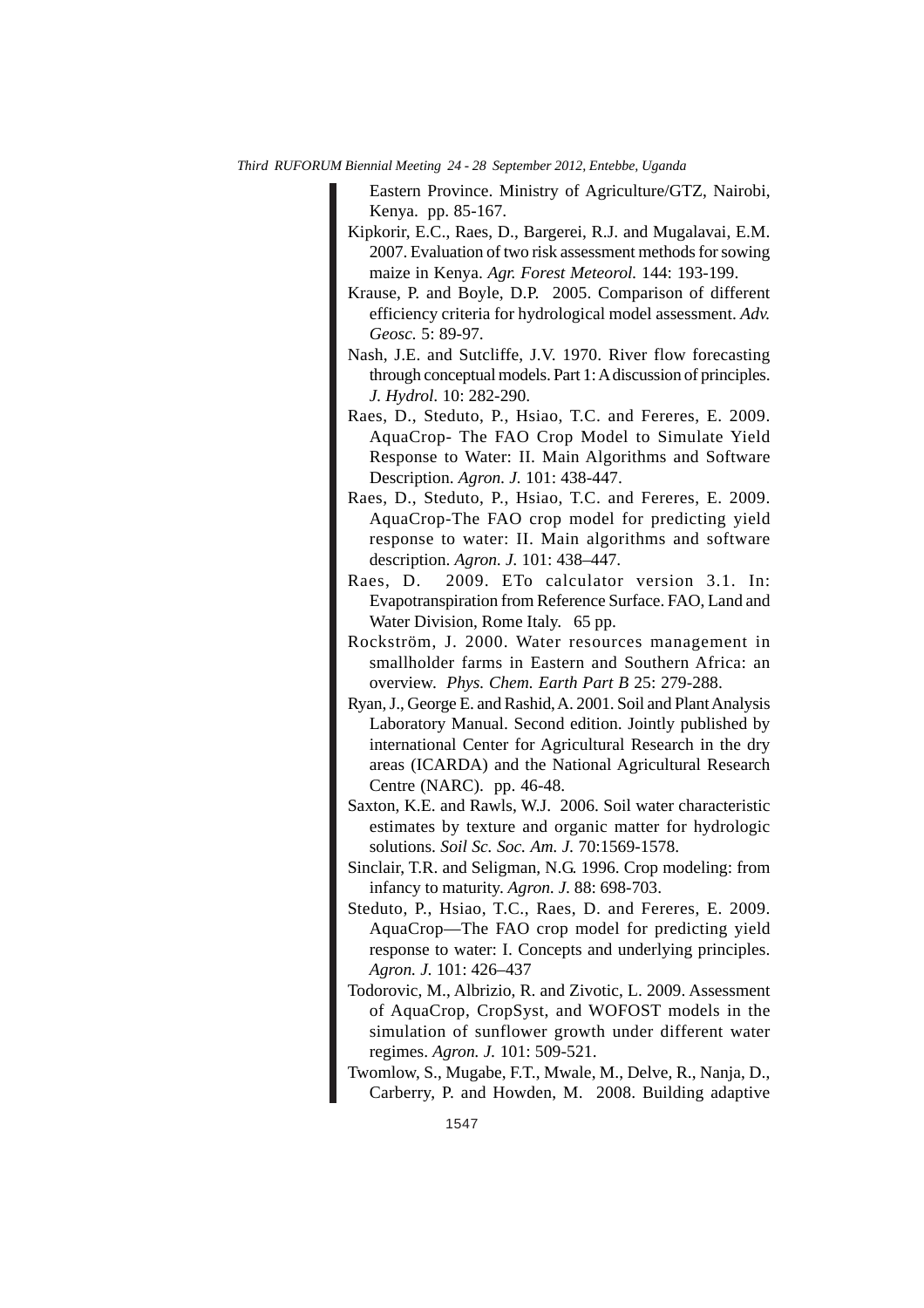Eastern Province. Ministry of Agriculture/GTZ, Nairobi, Kenya. pp. 85-167.

Kipkorir, E.C., Raes, D., Bargerei, R.J. and Mugalavai, E.M. 2007. Evaluation of two risk assessment methods for sowing maize in Kenya. *Agr. Forest Meteorol.* 144: 193-199.

Krause, P. and Boyle, D.P. 2005. Comparison of different efficiency criteria for hydrological model assessment. *Adv. Geosc.* 5: 89-97.

Nash, J.E. and Sutcliffe, J.V. 1970. River flow forecasting through conceptual models. Part 1: A discussion of principles. *J. Hydrol.* 10: 282-290.

Raes, D., Steduto, P., Hsiao, T.C. and Fereres, E. 2009. AquaCrop- The FAO Crop Model to Simulate Yield Response to Water: II. Main Algorithms and Software Description. *Agron. J.* 101: 438-447.

Raes, D., Steduto, P., Hsiao, T.C. and Fereres, E. 2009. AquaCrop-The FAO crop model for predicting yield response to water: II. Main algorithms and software description. *Agron. J.* 101: 438–447.

Raes, D. 2009. ETo calculator version 3.1. In: Evapotranspiration from Reference Surface. FAO, Land and Water Division, Rome Italy. 65 pp.

Rockström, J. 2000. Water resources management in smallholder farms in Eastern and Southern Africa: an overview. *Phys. Chem. Earth Part B* 25: 279-288.

Ryan, J., George E. and Rashid, A. 2001. Soil and Plant Analysis Laboratory Manual. Second edition. Jointly published by international Center for Agricultural Research in the dry areas (ICARDA) and the National Agricultural Research Centre (NARC). pp. 46-48.

Saxton, K.E. and Rawls, W.J. 2006. Soil water characteristic estimates by texture and organic matter for hydrologic solutions. *Soil Sc. Soc. Am. J.* 70:1569-1578.

Sinclair, T.R. and Seligman, N.G. 1996. Crop modeling: from infancy to maturity. *Agron. J.* 88: 698-703.

Steduto, P., Hsiao, T.C., Raes, D. and Fereres, E. 2009. AquaCrop—The FAO crop model for predicting yield response to water: I. Concepts and underlying principles. *Agron. J.* 101: 426–437

Todorovic, M., Albrizio, R. and Zivotic, L. 2009. Assessment of AquaCrop, CropSyst, and WOFOST models in the simulation of sunflower growth under different water regimes. *Agron. J.* 101: 509-521.

Twomlow, S., Mugabe, F.T., Mwale, M., Delve, R., Nanja, D., Carberry, P. and Howden, M. 2008. Building adaptive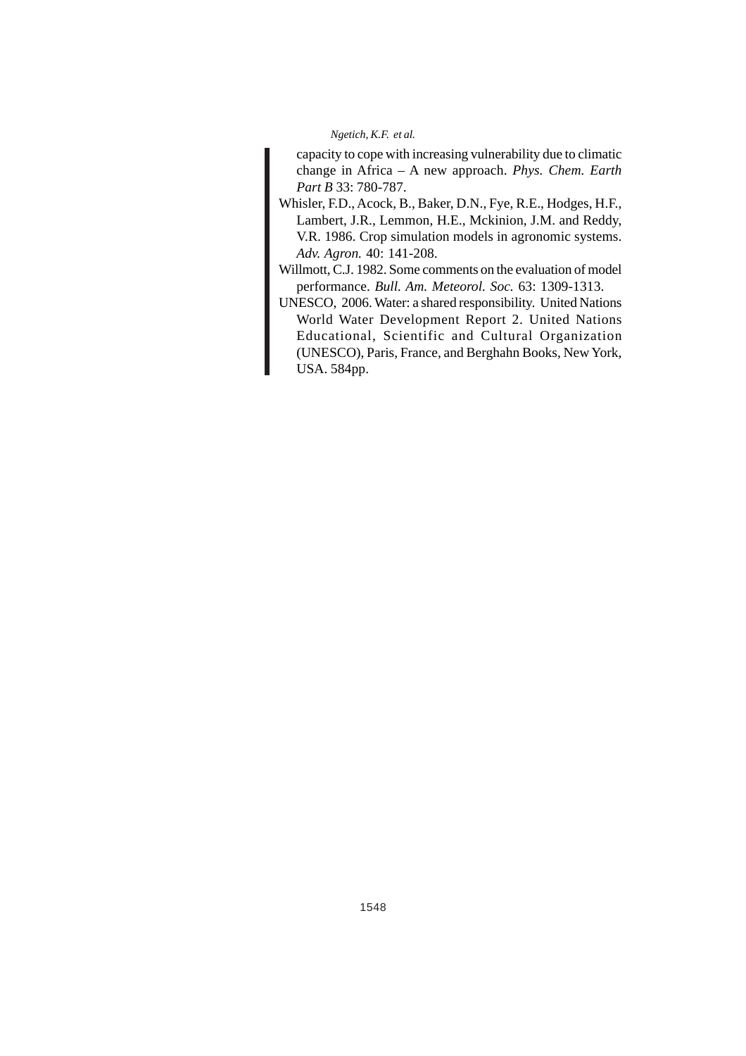capacity to cope with increasing vulnerability due to climatic change in Africa – A new approach. *Phys. Chem. Earth Part B* 33: 780-787.

Whisler, F.D., Acock, B., Baker, D.N., Fye, R.E., Hodges, H.F., Lambert, J.R., Lemmon, H.E., Mckinion, J.M. and Reddy, V.R. 1986. Crop simulation models in agronomic systems. *Adv. Agron.* 40: 141-208.

Willmott, C.J. 1982. Some comments on the evaluation of model performance. *Bull. Am. Meteorol. Soc.* 63: 1309-1313.

UNESCO, 2006. Water: a shared responsibility. United Nations World Water Development Report 2. United Nations Educational, Scientific and Cultural Organization (UNESCO), Paris, France, and Berghahn Books, New York, USA. 584pp.